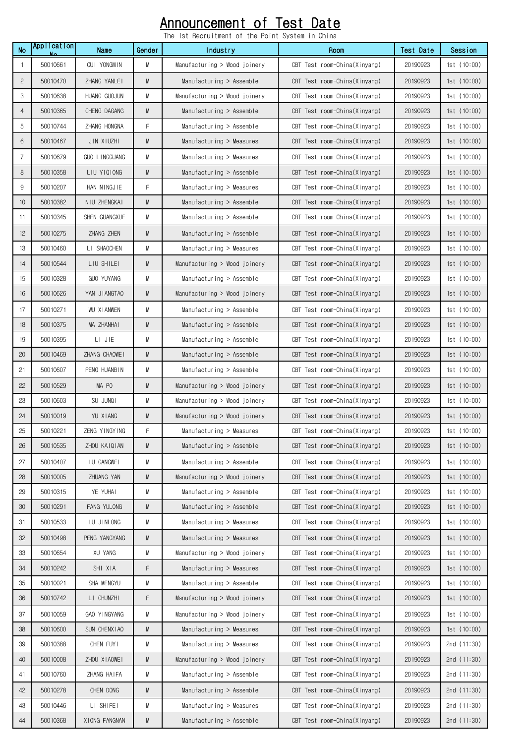# Announcement of Test Date

The 1st Recruitment of the Point System in China

| No | Application No | Name | Gender | Industry | Room | Test Date | Session |
|---|---|---|---|---|---|---|---|
| 1 | 50010661 | CUI YONGMIN | M | Manufacturing > Wood joinery | CBT Test room-China(Xinyang) | 20190923 | 1st (10:00) |
| 2 | 50010470 | ZHANG YANLEI | M | Manufacturing > Assemble | CBT Test room-China(Xinyang) | 20190923 | 1st (10:00) |
| 3 | 50010638 | HUANG GUOJUN | M | Manufacturing > Wood joinery | CBT Test room-China(Xinyang) | 20190923 | 1st (10:00) |
| 4 | 50010365 | CHENG DAGANG | M | Manufacturing > Assemble | CBT Test room-China(Xinyang) | 20190923 | 1st (10:00) |
| 5 | 50010744 | ZHANG HONGNA | F | Manufacturing > Assemble | CBT Test room-China(Xinyang) | 20190923 | 1st (10:00) |
| 6 | 50010467 | JIN XIUZHI | M | Manufacturing > Measures | CBT Test room-China(Xinyang) | 20190923 | 1st (10:00) |
| 7 | 50010679 | GUO LINGGUANG | M | Manufacturing > Measures | CBT Test room-China(Xinyang) | 20190923 | 1st (10:00) |
| 8 | 50010358 | LIU YIQIONG | M | Manufacturing > Assemble | CBT Test room-China(Xinyang) | 20190923 | 1st (10:00) |
| 9 | 50010207 | HAN NINGJIE | F | Manufacturing > Measures | CBT Test room-China(Xinyang) | 20190923 | 1st (10:00) |
| 10 | 50010382 | NIU ZHENGKAI | M | Manufacturing > Assemble | CBT Test room-China(Xinyang) | 20190923 | 1st (10:00) |
| 11 | 50010345 | SHEN GUANGXUE | M | Manufacturing > Assemble | CBT Test room-China(Xinyang) | 20190923 | 1st (10:00) |
| 12 | 50010275 | ZHANG ZHEN | M | Manufacturing > Assemble | CBT Test room-China(Xinyang) | 20190923 | 1st (10:00) |
| 13 | 50010460 | LI SHAOCHEN | M | Manufacturing > Measures | CBT Test room-China(Xinyang) | 20190923 | 1st (10:00) |
| 14 | 50010544 | LIU SHILEI | M | Manufacturing > Wood joinery | CBT Test room-China(Xinyang) | 20190923 | 1st (10:00) |
| 15 | 50010328 | GUO YUYANG | M | Manufacturing > Assemble | CBT Test room-China(Xinyang) | 20190923 | 1st (10:00) |
| 16 | 50010626 | YAN JIANGTAO | M | Manufacturing > Wood joinery | CBT Test room-China(Xinyang) | 20190923 | 1st (10:00) |
| 17 | 50010271 | WU XIANWEN | M | Manufacturing > Assemble | CBT Test room-China(Xinyang) | 20190923 | 1st (10:00) |
| 18 | 50010375 | MA ZHANHAI | M | Manufacturing > Assemble | CBT Test room-China(Xinyang) | 20190923 | 1st (10:00) |
| 19 | 50010395 | LI JIE | M | Manufacturing > Assemble | CBT Test room-China(Xinyang) | 20190923 | 1st (10:00) |
| 20 | 50010469 | ZHANG CHAOWEI | M | Manufacturing > Assemble | CBT Test room-China(Xinyang) | 20190923 | 1st (10:00) |
| 21 | 50010607 | PENG HUANBIN | M | Manufacturing > Assemble | CBT Test room-China(Xinyang) | 20190923 | 1st (10:00) |
| 22 | 50010529 | MA PO | M | Manufacturing > Wood joinery | CBT Test room-China(Xinyang) | 20190923 | 1st (10:00) |
| 23 | 50010603 | SU JUNQI | M | Manufacturing > Wood joinery | CBT Test room-China(Xinyang) | 20190923 | 1st (10:00) |
| 24 | 50010019 | YU XIANG | M | Manufacturing > Wood joinery | CBT Test room-China(Xinyang) | 20190923 | 1st (10:00) |
| 25 | 50010221 | ZENG YINGYING | F | Manufacturing > Measures | CBT Test room-China(Xinyang) | 20190923 | 1st (10:00) |
| 26 | 50010535 | ZHOU KAIQIAN | M | Manufacturing > Assemble | CBT Test room-China(Xinyang) | 20190923 | 1st (10:00) |
| 27 | 50010407 | LU GANGWEI | M | Manufacturing > Assemble | CBT Test room-China(Xinyang) | 20190923 | 1st (10:00) |
| 28 | 50010005 | ZHUANG YAN | M | Manufacturing > Wood joinery | CBT Test room-China(Xinyang) | 20190923 | 1st (10:00) |
| 29 | 50010315 | YE YUHAI | M | Manufacturing > Assemble | CBT Test room-China(Xinyang) | 20190923 | 1st (10:00) |
| 30 | 50010291 | FANG YULONG | M | Manufacturing > Assemble | CBT Test room-China(Xinyang) | 20190923 | 1st (10:00) |
| 31 | 50010533 | LU JINLONG | M | Manufacturing > Measures | CBT Test room-China(Xinyang) | 20190923 | 1st (10:00) |
| 32 | 50010498 | PENG YANGYANG | M | Manufacturing > Measures | CBT Test room-China(Xinyang) | 20190923 | 1st (10:00) |
| 33 | 50010654 | XU YANG | M | Manufacturing > Wood joinery | CBT Test room-China(Xinyang) | 20190923 | 1st (10:00) |
| 34 | 50010242 | SHI XIA | F | Manufacturing > Measures | CBT Test room-China(Xinyang) | 20190923 | 1st (10:00) |
| 35 | 50010021 | SHA MENGYU | M | Manufacturing > Assemble | CBT Test room-China(Xinyang) | 20190923 | 1st (10:00) |
| 36 | 50010742 | LI CHUNZHI | F | Manufacturing > Wood joinery | CBT Test room-China(Xinyang) | 20190923 | 1st (10:00) |
| 37 | 50010059 | GAO YINGYANG | M | Manufacturing > Wood joinery | CBT Test room-China(Xinyang) | 20190923 | 1st (10:00) |
| 38 | 50010600 | SUN CHENXIAO | M | Manufacturing > Measures | CBT Test room-China(Xinyang) | 20190923 | 1st (10:00) |
| 39 | 50010388 | CHEN FUYI | M | Manufacturing > Measures | CBT Test room-China(Xinyang) | 20190923 | 2nd (11:30) |
| 40 | 50010008 | ZHOU XIAOWEI | M | Manufacturing > Wood joinery | CBT Test room-China(Xinyang) | 20190923 | 2nd (11:30) |
| 41 | 50010760 | ZHANG HAIFA | M | Manufacturing > Assemble | CBT Test room-China(Xinyang) | 20190923 | 2nd (11:30) |
| 42 | 50010278 | CHEN DONG | M | Manufacturing > Assemble | CBT Test room-China(Xinyang) | 20190923 | 2nd (11:30) |
| 43 | 50010446 | LI SHIFEI | M | Manufacturing > Measures | CBT Test room-China(Xinyang) | 20190923 | 2nd (11:30) |
| 44 | 50010368 | XIONG FANGNAN | M | Manufacturing > Assemble | CBT Test room-China(Xinyang) | 20190923 | 2nd (11:30) |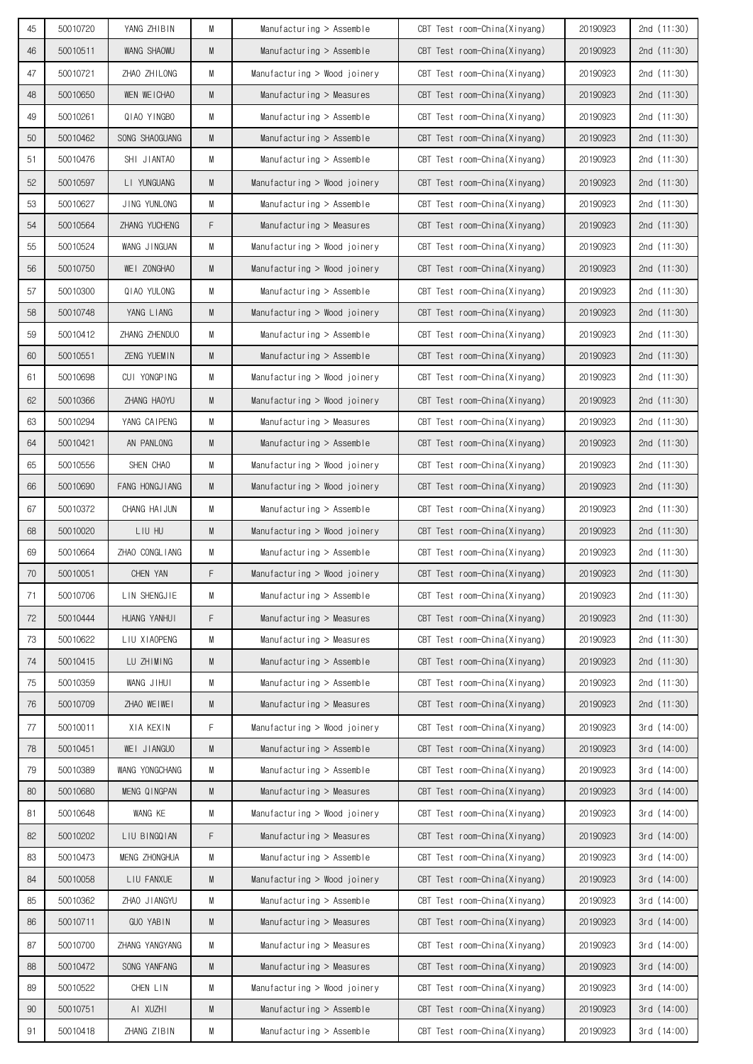| 45 | 50010720 | YANG ZHIBIN | M | Manufacturing > Assemble | CBT Test room-China(Xinyang) | 20190923 | 2nd (11:30) |
|---|---|---|---|---|---|---|---|
| 46 | 50010511 | WANG SHAOWU | M | Manufacturing > Assemble | CBT Test room-China(Xinyang) | 20190923 | 2nd (11:30) |
| 47 | 50010721 | ZHAO ZHILONG | M | Manufacturing > Wood joinery | CBT Test room-China(Xinyang) | 20190923 | 2nd (11:30) |
| 48 | 50010650 | WEN WEICHAO | M | Manufacturing > Measures | CBT Test room-China(Xinyang) | 20190923 | 2nd (11:30) |
| 49 | 50010261 | QIAO YINGBO | M | Manufacturing > Assemble | CBT Test room-China(Xinyang) | 20190923 | 2nd (11:30) |
| 50 | 50010462 | SONG SHAOGUANG | M | Manufacturing > Assemble | CBT Test room-China(Xinyang) | 20190923 | 2nd (11:30) |
| 51 | 50010476 | SHI JIANTAO | M | Manufacturing > Assemble | CBT Test room-China(Xinyang) | 20190923 | 2nd (11:30) |
| 52 | 50010597 | LI YUNGUANG | M | Manufacturing > Wood joinery | CBT Test room-China(Xinyang) | 20190923 | 2nd (11:30) |
| 53 | 50010627 | JING YUNLONG | M | Manufacturing > Assemble | CBT Test room-China(Xinyang) | 20190923 | 2nd (11:30) |
| 54 | 50010564 | ZHANG YUCHENG | F | Manufacturing > Measures | CBT Test room-China(Xinyang) | 20190923 | 2nd (11:30) |
| 55 | 50010524 | WANG JINGUAN | M | Manufacturing > Wood joinery | CBT Test room-China(Xinyang) | 20190923 | 2nd (11:30) |
| 56 | 50010750 | WEI ZONGHAO | M | Manufacturing > Wood joinery | CBT Test room-China(Xinyang) | 20190923 | 2nd (11:30) |
| 57 | 50010300 | QIAO YULONG | M | Manufacturing > Assemble | CBT Test room-China(Xinyang) | 20190923 | 2nd (11:30) |
| 58 | 50010748 | YANG LIANG | M | Manufacturing > Wood joinery | CBT Test room-China(Xinyang) | 20190923 | 2nd (11:30) |
| 59 | 50010412 | ZHANG ZHENDUO | M | Manufacturing > Assemble | CBT Test room-China(Xinyang) | 20190923 | 2nd (11:30) |
| 60 | 50010551 | ZENG YUEMIN | M | Manufacturing > Assemble | CBT Test room-China(Xinyang) | 20190923 | 2nd (11:30) |
| 61 | 50010698 | CUI YONGPING | M | Manufacturing > Wood joinery | CBT Test room-China(Xinyang) | 20190923 | 2nd (11:30) |
| 62 | 50010366 | ZHANG HAOYU | M | Manufacturing > Wood joinery | CBT Test room-China(Xinyang) | 20190923 | 2nd (11:30) |
| 63 | 50010294 | YANG CAIPENG | M | Manufacturing > Measures | CBT Test room-China(Xinyang) | 20190923 | 2nd (11:30) |
| 64 | 50010421 | AN PANLONG | M | Manufacturing > Assemble | CBT Test room-China(Xinyang) | 20190923 | 2nd (11:30) |
| 65 | 50010556 | SHEN CHAO | M | Manufacturing > Wood joinery | CBT Test room-China(Xinyang) | 20190923 | 2nd (11:30) |
| 66 | 50010690 | FANG HONGJIANG | M | Manufacturing > Wood joinery | CBT Test room-China(Xinyang) | 20190923 | 2nd (11:30) |
| 67 | 50010372 | CHANG HAIJUN | M | Manufacturing > Assemble | CBT Test room-China(Xinyang) | 20190923 | 2nd (11:30) |
| 68 | 50010020 | LIU HU | M | Manufacturing > Wood joinery | CBT Test room-China(Xinyang) | 20190923 | 2nd (11:30) |
| 69 | 50010664 | ZHAO CONGLIANG | M | Manufacturing > Assemble | CBT Test room-China(Xinyang) | 20190923 | 2nd (11:30) |
| 70 | 50010051 | CHEN YAN | F | Manufacturing > Wood joinery | CBT Test room-China(Xinyang) | 20190923 | 2nd (11:30) |
| 71 | 50010706 | LIN SHENGJIE | M | Manufacturing > Assemble | CBT Test room-China(Xinyang) | 20190923 | 2nd (11:30) |
| 72 | 50010444 | HUANG YANHUI | F | Manufacturing > Measures | CBT Test room-China(Xinyang) | 20190923 | 2nd (11:30) |
| 73 | 50010622 | LIU XIAOPENG | M | Manufacturing > Measures | CBT Test room-China(Xinyang) | 20190923 | 2nd (11:30) |
| 74 | 50010415 | LU ZHIMING | M | Manufacturing > Assemble | CBT Test room-China(Xinyang) | 20190923 | 2nd (11:30) |
| 75 | 50010359 | WANG JIHUI | M | Manufacturing > Assemble | CBT Test room-China(Xinyang) | 20190923 | 2nd (11:30) |
| 76 | 50010709 | ZHAO WEIWEI | M | Manufacturing > Measures | CBT Test room-China(Xinyang) | 20190923 | 2nd (11:30) |
| 77 | 50010011 | XIA KEXIN | F | Manufacturing > Wood joinery | CBT Test room-China(Xinyang) | 20190923 | 3rd (14:00) |
| 78 | 50010451 | WEI JIANGUO | M | Manufacturing > Assemble | CBT Test room-China(Xinyang) | 20190923 | 3rd (14:00) |
| 79 | 50010389 | WANG YONGCHANG | M | Manufacturing > Assemble | CBT Test room-China(Xinyang) | 20190923 | 3rd (14:00) |
| 80 | 50010680 | MENG QINGPAN | M | Manufacturing > Measures | CBT Test room-China(Xinyang) | 20190923 | 3rd (14:00) |
| 81 | 50010648 | WANG KE | M | Manufacturing > Wood joinery | CBT Test room-China(Xinyang) | 20190923 | 3rd (14:00) |
| 82 | 50010202 | LIU BINGQIAN | F | Manufacturing > Measures | CBT Test room-China(Xinyang) | 20190923 | 3rd (14:00) |
| 83 | 50010473 | MENG ZHONGHUA | M | Manufacturing > Assemble | CBT Test room-China(Xinyang) | 20190923 | 3rd (14:00) |
| 84 | 50010058 | LIU FANXUE | M | Manufacturing > Wood joinery | CBT Test room-China(Xinyang) | 20190923 | 3rd (14:00) |
| 85 | 50010362 | ZHAO JIANGYU | M | Manufacturing > Assemble | CBT Test room-China(Xinyang) | 20190923 | 3rd (14:00) |
| 86 | 50010711 | GUO YABIN | M | Manufacturing > Measures | CBT Test room-China(Xinyang) | 20190923 | 3rd (14:00) |
| 87 | 50010700 | ZHANG YANGYANG | M | Manufacturing > Measures | CBT Test room-China(Xinyang) | 20190923 | 3rd (14:00) |
| 88 | 50010472 | SONG YANFANG | M | Manufacturing > Measures | CBT Test room-China(Xinyang) | 20190923 | 3rd (14:00) |
| 89 | 50010522 | CHEN LIN | M | Manufacturing > Wood joinery | CBT Test room-China(Xinyang) | 20190923 | 3rd (14:00) |
| 90 | 50010751 | AI XUZHI | M | Manufacturing > Assemble | CBT Test room-China(Xinyang) | 20190923 | 3rd (14:00) |
| 91 | 50010418 | ZHANG ZIBIN | M | Manufacturing > Assemble | CBT Test room-China(Xinyang) | 20190923 | 3rd (14:00) |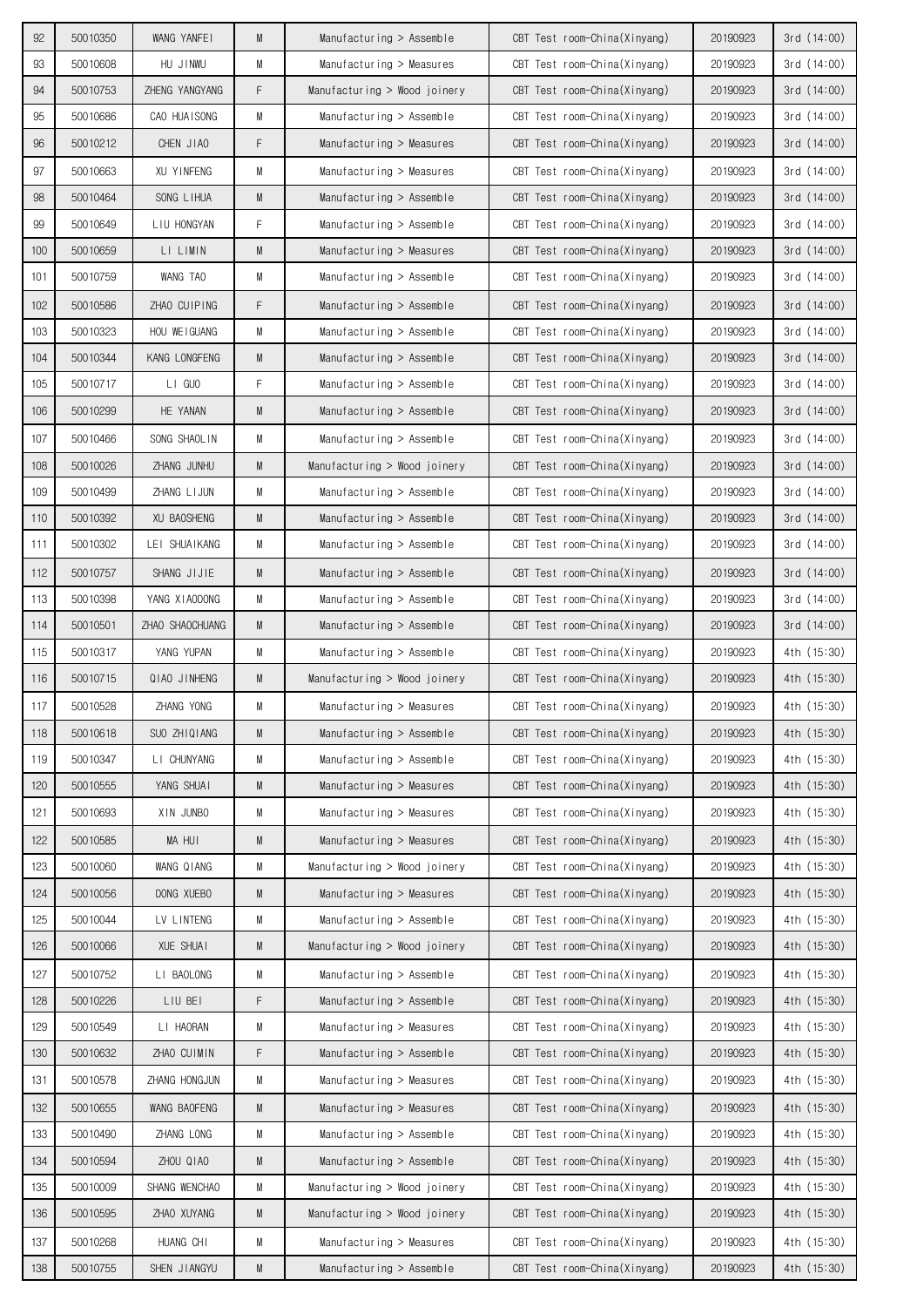| 92 | 50010350 | WANG YANFEI | M | Manufacturing > Assemble | CBT Test room-China(Xinyang) | 20190923 | 3rd (14:00) |
|---|---|---|---|---|---|---|---|
| 93 | 50010608 | HU JINWU | M | Manufacturing > Measures | CBT Test room-China(Xinyang) | 20190923 | 3rd (14:00) |
| 94 | 50010753 | ZHENG YANGYANG | F | Manufacturing > Wood joinery | CBT Test room-China(Xinyang) | 20190923 | 3rd (14:00) |
| 95 | 50010686 | CAO HUAISONG | M | Manufacturing > Assemble | CBT Test room-China(Xinyang) | 20190923 | 3rd (14:00) |
| 96 | 50010212 | CHEN JIAO | F | Manufacturing > Measures | CBT Test room-China(Xinyang) | 20190923 | 3rd (14:00) |
| 97 | 50010663 | XU YINFENG | M | Manufacturing > Measures | CBT Test room-China(Xinyang) | 20190923 | 3rd (14:00) |
| 98 | 50010464 | SONG LIHUA | M | Manufacturing > Assemble | CBT Test room-China(Xinyang) | 20190923 | 3rd (14:00) |
| 99 | 50010649 | LIU HONGYAN | F | Manufacturing > Assemble | CBT Test room-China(Xinyang) | 20190923 | 3rd (14:00) |
| 100 | 50010659 | LI LIMIN | M | Manufacturing > Measures | CBT Test room-China(Xinyang) | 20190923 | 3rd (14:00) |
| 101 | 50010759 | WANG TAO | M | Manufacturing > Assemble | CBT Test room-China(Xinyang) | 20190923 | 3rd (14:00) |
| 102 | 50010586 | ZHAO CUIPING | F | Manufacturing > Assemble | CBT Test room-China(Xinyang) | 20190923 | 3rd (14:00) |
| 103 | 50010323 | HOU WEIGUANG | M | Manufacturing > Assemble | CBT Test room-China(Xinyang) | 20190923 | 3rd (14:00) |
| 104 | 50010344 | KANG LONGFENG | M | Manufacturing > Assemble | CBT Test room-China(Xinyang) | 20190923 | 3rd (14:00) |
| 105 | 50010717 | LI GUO | F | Manufacturing > Assemble | CBT Test room-China(Xinyang) | 20190923 | 3rd (14:00) |
| 106 | 50010299 | HE YANAN | M | Manufacturing > Assemble | CBT Test room-China(Xinyang) | 20190923 | 3rd (14:00) |
| 107 | 50010466 | SONG SHAOLIN | M | Manufacturing > Assemble | CBT Test room-China(Xinyang) | 20190923 | 3rd (14:00) |
| 108 | 50010026 | ZHANG JUNHU | M | Manufacturing > Wood joinery | CBT Test room-China(Xinyang) | 20190923 | 3rd (14:00) |
| 109 | 50010499 | ZHANG LIJUN | M | Manufacturing > Assemble | CBT Test room-China(Xinyang) | 20190923 | 3rd (14:00) |
| 110 | 50010392 | XU BAOSHENG | M | Manufacturing > Assemble | CBT Test room-China(Xinyang) | 20190923 | 3rd (14:00) |
| 111 | 50010302 | LEI SHUAIKANG | M | Manufacturing > Assemble | CBT Test room-China(Xinyang) | 20190923 | 3rd (14:00) |
| 112 | 50010757 | SHANG JIJIE | M | Manufacturing > Assemble | CBT Test room-China(Xinyang) | 20190923 | 3rd (14:00) |
| 113 | 50010398 | YANG XIAODONG | M | Manufacturing > Assemble | CBT Test room-China(Xinyang) | 20190923 | 3rd (14:00) |
| 114 | 50010501 | ZHAO SHAOCHUANG | M | Manufacturing > Assemble | CBT Test room-China(Xinyang) | 20190923 | 3rd (14:00) |
| 115 | 50010317 | YANG YUPAN | M | Manufacturing > Assemble | CBT Test room-China(Xinyang) | 20190923 | 4th (15:30) |
| 116 | 50010715 | QIAO JINHENG | M | Manufacturing > Wood joinery | CBT Test room-China(Xinyang) | 20190923 | 4th (15:30) |
| 117 | 50010528 | ZHANG YONG | M | Manufacturing > Measures | CBT Test room-China(Xinyang) | 20190923 | 4th (15:30) |
| 118 | 50010618 | SUO ZHIQIANG | M | Manufacturing > Assemble | CBT Test room-China(Xinyang) | 20190923 | 4th (15:30) |
| 119 | 50010347 | LI CHUNYANG | M | Manufacturing > Assemble | CBT Test room-China(Xinyang) | 20190923 | 4th (15:30) |
| 120 | 50010555 | YANG SHUAI | M | Manufacturing > Measures | CBT Test room-China(Xinyang) | 20190923 | 4th (15:30) |
| 121 | 50010693 | XIN JUNBO | M | Manufacturing > Measures | CBT Test room-China(Xinyang) | 20190923 | 4th (15:30) |
| 122 | 50010585 | MA HUI | M | Manufacturing > Measures | CBT Test room-China(Xinyang) | 20190923 | 4th (15:30) |
| 123 | 50010060 | WANG QIANG | M | Manufacturing > Wood joinery | CBT Test room-China(Xinyang) | 20190923 | 4th (15:30) |
| 124 | 50010056 | DONG XUEBO | M | Manufacturing > Measures | CBT Test room-China(Xinyang) | 20190923 | 4th (15:30) |
| 125 | 50010044 | LV LINTENG | M | Manufacturing > Assemble | CBT Test room-China(Xinyang) | 20190923 | 4th (15:30) |
| 126 | 50010066 | XUE SHUAI | M | Manufacturing > Wood joinery | CBT Test room-China(Xinyang) | 20190923 | 4th (15:30) |
| 127 | 50010752 | LI BAOLONG | M | Manufacturing > Assemble | CBT Test room-China(Xinyang) | 20190923 | 4th (15:30) |
| 128 | 50010226 | LIU BEI | F | Manufacturing > Assemble | CBT Test room-China(Xinyang) | 20190923 | 4th (15:30) |
| 129 | 50010549 | LI HAORAN | M | Manufacturing > Measures | CBT Test room-China(Xinyang) | 20190923 | 4th (15:30) |
| 130 | 50010632 | ZHAO CUIMIN | F | Manufacturing > Assemble | CBT Test room-China(Xinyang) | 20190923 | 4th (15:30) |
| 131 | 50010578 | ZHANG HONGJUN | M | Manufacturing > Measures | CBT Test room-China(Xinyang) | 20190923 | 4th (15:30) |
| 132 | 50010655 | WANG BAOFENG | M | Manufacturing > Measures | CBT Test room-China(Xinyang) | 20190923 | 4th (15:30) |
| 133 | 50010490 | ZHANG LONG | M | Manufacturing > Assemble | CBT Test room-China(Xinyang) | 20190923 | 4th (15:30) |
| 134 | 50010594 | ZHOU QIAO | M | Manufacturing > Assemble | CBT Test room-China(Xinyang) | 20190923 | 4th (15:30) |
| 135 | 50010009 | SHANG WENCHAO | M | Manufacturing > Wood joinery | CBT Test room-China(Xinyang) | 20190923 | 4th (15:30) |
| 136 | 50010595 | ZHAO XUYANG | M | Manufacturing > Wood joinery | CBT Test room-China(Xinyang) | 20190923 | 4th (15:30) |
| 137 | 50010268 | HUANG CHI | M | Manufacturing > Measures | CBT Test room-China(Xinyang) | 20190923 | 4th (15:30) |
| 138 | 50010755 | SHEN JIANGYU | M | Manufacturing > Assemble | CBT Test room-China(Xinyang) | 20190923 | 4th (15:30) |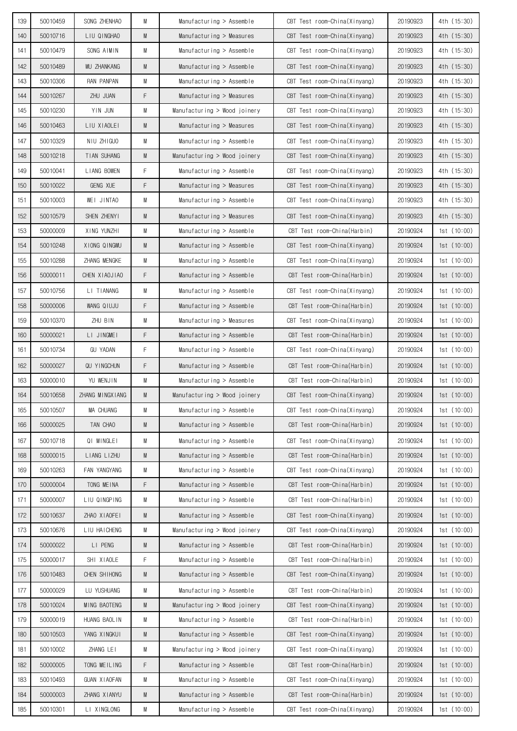| 139 | 50010459 | SONG ZHENHAO | M | Manufacturing > Assemble | CBT Test room-China(Xinyang) | 20190923 | 4th (15:30) |
|---|---|---|---|---|---|---|---|
| 140 | 50010716 | LIU QINGHAO | M | Manufacturing > Measures | CBT Test room-China(Xinyang) | 20190923 | 4th (15:30) |
| 141 | 50010479 | SONG AIMIN | M | Manufacturing > Assemble | CBT Test room-China(Xinyang) | 20190923 | 4th (15:30) |
| 142 | 50010489 | WU ZHANKANG | M | Manufacturing > Assemble | CBT Test room-China(Xinyang) | 20190923 | 4th (15:30) |
| 143 | 50010306 | RAN PANPAN | M | Manufacturing > Assemble | CBT Test room-China(Xinyang) | 20190923 | 4th (15:30) |
| 144 | 50010267 | ZHU JUAN | F | Manufacturing > Measures | CBT Test room-China(Xinyang) | 20190923 | 4th (15:30) |
| 145 | 50010230 | YIN JUN | M | Manufacturing > Wood joinery | CBT Test room-China(Xinyang) | 20190923 | 4th (15:30) |
| 146 | 50010463 | LIU XIAOLEI | M | Manufacturing > Measures | CBT Test room-China(Xinyang) | 20190923 | 4th (15:30) |
| 147 | 50010329 | NIU ZHIGUO | M | Manufacturing > Assemble | CBT Test room-China(Xinyang) | 20190923 | 4th (15:30) |
| 148 | 50010218 | TIAN SUHANG | M | Manufacturing > Wood joinery | CBT Test room-China(Xinyang) | 20190923 | 4th (15:30) |
| 149 | 50010041 | LIANG BOWEN | F | Manufacturing > Assemble | CBT Test room-China(Xinyang) | 20190923 | 4th (15:30) |
| 150 | 50010022 | GENG XUE | F | Manufacturing > Measures | CBT Test room-China(Xinyang) | 20190923 | 4th (15:30) |
| 151 | 50010003 | WEI JINTAO | M | Manufacturing > Assemble | CBT Test room-China(Xinyang) | 20190923 | 4th (15:30) |
| 152 | 50010579 | SHEN ZHENYI | M | Manufacturing > Measures | CBT Test room-China(Xinyang) | 20190923 | 4th (15:30) |
| 153 | 50000009 | XING YUNZHI | M | Manufacturing > Assemble | CBT Test room-China(Harbin) | 20190924 | 1st (10:00) |
| 154 | 50010248 | XIONG QINGWU | M | Manufacturing > Assemble | CBT Test room-China(Xinyang) | 20190924 | 1st (10:00) |
| 155 | 50010288 | ZHANG MENGKE | M | Manufacturing > Assemble | CBT Test room-China(Xinyang) | 20190924 | 1st (10:00) |
| 156 | 50000011 | CHEN XIAOJIAO | F | Manufacturing > Assemble | CBT Test room-China(Harbin) | 20190924 | 1st (10:00) |
| 157 | 50010756 | LI TIANANG | M | Manufacturing > Assemble | CBT Test room-China(Xinyang) | 20190924 | 1st (10:00) |
| 158 | 50000006 | WANG QIUJU | F | Manufacturing > Assemble | CBT Test room-China(Harbin) | 20190924 | 1st (10:00) |
| 159 | 50010370 | ZHU BIN | M | Manufacturing > Measures | CBT Test room-China(Xinyang) | 20190924 | 1st (10:00) |
| 160 | 50000021 | LI JINGMEI | F | Manufacturing > Assemble | CBT Test room-China(Harbin) | 20190924 | 1st (10:00) |
| 161 | 50010734 | GU YADAN | F | Manufacturing > Assemble | CBT Test room-China(Xinyang) | 20190924 | 1st (10:00) |
| 162 | 50000027 | QU YINGCHUN | F | Manufacturing > Assemble | CBT Test room-China(Harbin) | 20190924 | 1st (10:00) |
| 163 | 50000010 | YU WENJIN | M | Manufacturing > Assemble | CBT Test room-China(Harbin) | 20190924 | 1st (10:00) |
| 164 | 50010658 | ZHANG MINGXIANG | M | Manufacturing > Wood joinery | CBT Test room-China(Xinyang) | 20190924 | 1st (10:00) |
| 165 | 50010507 | MA CHUANG | M | Manufacturing > Assemble | CBT Test room-China(Xinyang) | 20190924 | 1st (10:00) |
| 166 | 50000025 | TAN CHAO | M | Manufacturing > Assemble | CBT Test room-China(Harbin) | 20190924 | 1st (10:00) |
| 167 | 50010718 | QI MINGLEI | M | Manufacturing > Assemble | CBT Test room-China(Xinyang) | 20190924 | 1st (10:00) |
| 168 | 50000015 | LIANG LIZHU | M | Manufacturing > Assemble | CBT Test room-China(Harbin) | 20190924 | 1st (10:00) |
| 169 | 50010263 | FAN YANGYANG | M | Manufacturing > Assemble | CBT Test room-China(Xinyang) | 20190924 | 1st (10:00) |
| 170 | 50000004 | TONG MEINA | F | Manufacturing > Assemble | CBT Test room-China(Harbin) | 20190924 | 1st (10:00) |
| 171 | 50000007 | LIU QINGPING | M | Manufacturing > Assemble | CBT Test room-China(Harbin) | 20190924 | 1st (10:00) |
| 172 | 50010637 | ZHAO XIAOFEI | M | Manufacturing > Assemble | CBT Test room-China(Xinyang) | 20190924 | 1st (10:00) |
| 173 | 50010676 | LIU HAICHENG | M | Manufacturing > Wood joinery | CBT Test room-China(Xinyang) | 20190924 | 1st (10:00) |
| 174 | 50000022 | LI PENG | M | Manufacturing > Assemble | CBT Test room-China(Harbin) | 20190924 | 1st (10:00) |
| 175 | 50000017 | SHI XIAOLE | F | Manufacturing > Assemble | CBT Test room-China(Harbin) | 20190924 | 1st (10:00) |
| 176 | 50010483 | CHEN SHIHONG | M | Manufacturing > Assemble | CBT Test room-China(Xinyang) | 20190924 | 1st (10:00) |
| 177 | 50000029 | LU YUSHUANG | M | Manufacturing > Assemble | CBT Test room-China(Harbin) | 20190924 | 1st (10:00) |
| 178 | 50010024 | MING BAOTENG | M | Manufacturing > Wood joinery | CBT Test room-China(Xinyang) | 20190924 | 1st (10:00) |
| 179 | 50000019 | HUANG BAOLIN | M | Manufacturing > Assemble | CBT Test room-China(Harbin) | 20190924 | 1st (10:00) |
| 180 | 50010503 | YANG XINGKUI | M | Manufacturing > Assemble | CBT Test room-China(Xinyang) | 20190924 | 1st (10:00) |
| 181 | 50010002 | ZHANG LEI | M | Manufacturing > Wood joinery | CBT Test room-China(Xinyang) | 20190924 | 1st (10:00) |
| 182 | 50000005 | TONG MEILING | F | Manufacturing > Assemble | CBT Test room-China(Harbin) | 20190924 | 1st (10:00) |
| 183 | 50010493 | GUAN XIAOFAN | M | Manufacturing > Assemble | CBT Test room-China(Xinyang) | 20190924 | 1st (10:00) |
| 184 | 50000003 | ZHANG XIANYU | M | Manufacturing > Assemble | CBT Test room-China(Harbin) | 20190924 | 1st (10:00) |
| 185 | 50010301 | LI XINGLONG | M | Manufacturing > Assemble | CBT Test room-China(Xinyang) | 20190924 | 1st (10:00) |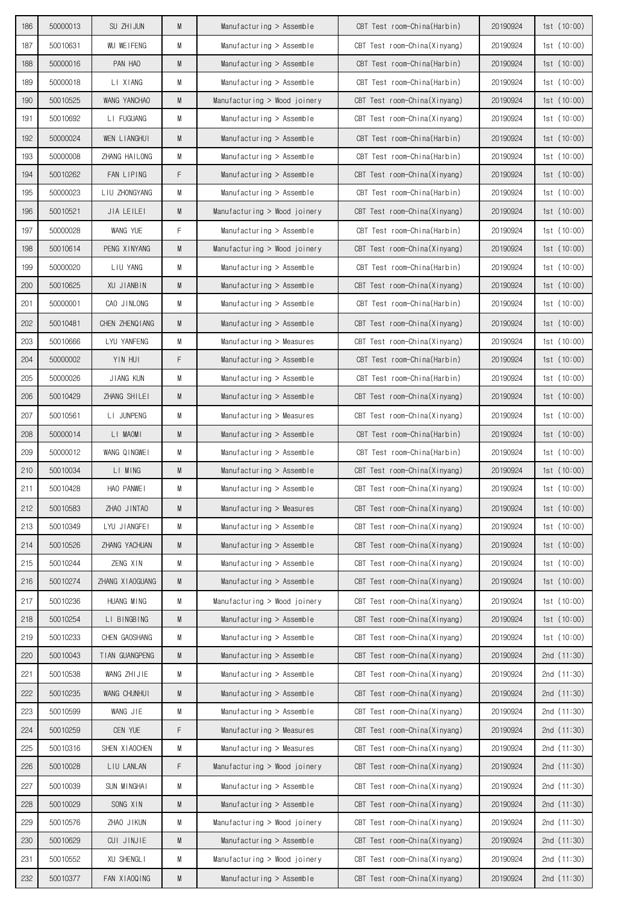| 186 | 50000013 | SU ZHIJUN | M | Manufacturing > Assemble | CBT Test room-China(Harbin) | 20190924 | 1st (10:00) |
|---|---|---|---|---|---|---|---|
| 187 | 50010631 | WU WEIFENG | M | Manufacturing > Assemble | CBT Test room-China(Xinyang) | 20190924 | 1st (10:00) |
| 188 | 50000016 | PAN HAO | M | Manufacturing > Assemble | CBT Test room-China(Harbin) | 20190924 | 1st (10:00) |
| 189 | 50000018 | LI XIANG | M | Manufacturing > Assemble | CBT Test room-China(Harbin) | 20190924 | 1st (10:00) |
| 190 | 50010525 | WANG YANCHAO | M | Manufacturing > Wood joinery | CBT Test room-China(Xinyang) | 20190924 | 1st (10:00) |
| 191 | 50010692 | LI FUGUANG | M | Manufacturing > Assemble | CBT Test room-China(Xinyang) | 20190924 | 1st (10:00) |
| 192 | 50000024 | WEN LIANGHUI | M | Manufacturing > Assemble | CBT Test room-China(Harbin) | 20190924 | 1st (10:00) |
| 193 | 50000008 | ZHANG HAILONG | M | Manufacturing > Assemble | CBT Test room-China(Harbin) | 20190924 | 1st (10:00) |
| 194 | 50010262 | FAN LIPING | F | Manufacturing > Assemble | CBT Test room-China(Xinyang) | 20190924 | 1st (10:00) |
| 195 | 50000023 | LIU ZHONGYANG | M | Manufacturing > Assemble | CBT Test room-China(Harbin) | 20190924 | 1st (10:00) |
| 196 | 50010521 | JIA LEILEI | M | Manufacturing > Wood joinery | CBT Test room-China(Xinyang) | 20190924 | 1st (10:00) |
| 197 | 50000028 | WANG YUE | F | Manufacturing > Assemble | CBT Test room-China(Harbin) | 20190924 | 1st (10:00) |
| 198 | 50010614 | PENG XINYANG | M | Manufacturing > Wood joinery | CBT Test room-China(Xinyang) | 20190924 | 1st (10:00) |
| 199 | 50000020 | LIU YANG | M | Manufacturing > Assemble | CBT Test room-China(Harbin) | 20190924 | 1st (10:00) |
| 200 | 50010625 | XU JIANBIN | M | Manufacturing > Assemble | CBT Test room-China(Xinyang) | 20190924 | 1st (10:00) |
| 201 | 50000001 | CAO JINLONG | M | Manufacturing > Assemble | CBT Test room-China(Harbin) | 20190924 | 1st (10:00) |
| 202 | 50010481 | CHEN ZHENQIANG | M | Manufacturing > Assemble | CBT Test room-China(Xinyang) | 20190924 | 1st (10:00) |
| 203 | 50010666 | LYU YANFENG | M | Manufacturing > Measures | CBT Test room-China(Xinyang) | 20190924 | 1st (10:00) |
| 204 | 50000002 | YIN HUI | F | Manufacturing > Assemble | CBT Test room-China(Harbin) | 20190924 | 1st (10:00) |
| 205 | 50000026 | JIANG KUN | M | Manufacturing > Assemble | CBT Test room-China(Harbin) | 20190924 | 1st (10:00) |
| 206 | 50010429 | ZHANG SHILEI | M | Manufacturing > Assemble | CBT Test room-China(Xinyang) | 20190924 | 1st (10:00) |
| 207 | 50010561 | LI JUNPENG | M | Manufacturing > Measures | CBT Test room-China(Xinyang) | 20190924 | 1st (10:00) |
| 208 | 50000014 | LI MAOMI | M | Manufacturing > Assemble | CBT Test room-China(Harbin) | 20190924 | 1st (10:00) |
| 209 | 50000012 | WANG QINGWEI | M | Manufacturing > Assemble | CBT Test room-China(Harbin) | 20190924 | 1st (10:00) |
| 210 | 50010034 | LI MING | M | Manufacturing > Assemble | CBT Test room-China(Xinyang) | 20190924 | 1st (10:00) |
| 211 | 50010428 | HAO PANWEI | M | Manufacturing > Assemble | CBT Test room-China(Xinyang) | 20190924 | 1st (10:00) |
| 212 | 50010583 | ZHAO JINTAO | M | Manufacturing > Measures | CBT Test room-China(Xinyang) | 20190924 | 1st (10:00) |
| 213 | 50010349 | LYU JIANGFEI | M | Manufacturing > Assemble | CBT Test room-China(Xinyang) | 20190924 | 1st (10:00) |
| 214 | 50010526 | ZHANG YACHUAN | M | Manufacturing > Assemble | CBT Test room-China(Xinyang) | 20190924 | 1st (10:00) |
| 215 | 50010244 | ZENG XIN | M | Manufacturing > Assemble | CBT Test room-China(Xinyang) | 20190924 | 1st (10:00) |
| 216 | 50010274 | ZHANG XIAOGUANG | M | Manufacturing > Assemble | CBT Test room-China(Xinyang) | 20190924 | 1st (10:00) |
| 217 | 50010236 | HUANG MING | M | Manufacturing > Wood joinery | CBT Test room-China(Xinyang) | 20190924 | 1st (10:00) |
| 218 | 50010254 | LI BINGBING | M | Manufacturing > Assemble | CBT Test room-China(Xinyang) | 20190924 | 1st (10:00) |
| 219 | 50010233 | CHEN GAOSHANG | M | Manufacturing > Assemble | CBT Test room-China(Xinyang) | 20190924 | 1st (10:00) |
| 220 | 50010043 | TIAN GUANGPENG | M | Manufacturing > Assemble | CBT Test room-China(Xinyang) | 20190924 | 2nd (11:30) |
| 221 | 50010538 | WANG ZHIJIE | M | Manufacturing > Assemble | CBT Test room-China(Xinyang) | 20190924 | 2nd (11:30) |
| 222 | 50010235 | WANG CHUNHUI | M | Manufacturing > Assemble | CBT Test room-China(Xinyang) | 20190924 | 2nd (11:30) |
| 223 | 50010599 | WANG JIE | M | Manufacturing > Assemble | CBT Test room-China(Xinyang) | 20190924 | 2nd (11:30) |
| 224 | 50010259 | CEN YUE | F | Manufacturing > Measures | CBT Test room-China(Xinyang) | 20190924 | 2nd (11:30) |
| 225 | 50010316 | SHEN XIAOCHEN | M | Manufacturing > Measures | CBT Test room-China(Xinyang) | 20190924 | 2nd (11:30) |
| 226 | 50010028 | LIU LANLAN | F | Manufacturing > Wood joinery | CBT Test room-China(Xinyang) | 20190924 | 2nd (11:30) |
| 227 | 50010039 | SUN MINGHAI | M | Manufacturing > Assemble | CBT Test room-China(Xinyang) | 20190924 | 2nd (11:30) |
| 228 | 50010029 | SONG XIN | M | Manufacturing > Assemble | CBT Test room-China(Xinyang) | 20190924 | 2nd (11:30) |
| 229 | 50010576 | ZHAO JIKUN | M | Manufacturing > Wood joinery | CBT Test room-China(Xinyang) | 20190924 | 2nd (11:30) |
| 230 | 50010629 | CUI JINJIE | M | Manufacturing > Assemble | CBT Test room-China(Xinyang) | 20190924 | 2nd (11:30) |
| 231 | 50010552 | XU SHENGLI | M | Manufacturing > Wood joinery | CBT Test room-China(Xinyang) | 20190924 | 2nd (11:30) |
| 232 | 50010377 | FAN XIAOQING | M | Manufacturing > Assemble | CBT Test room-China(Xinyang) | 20190924 | 2nd (11:30) |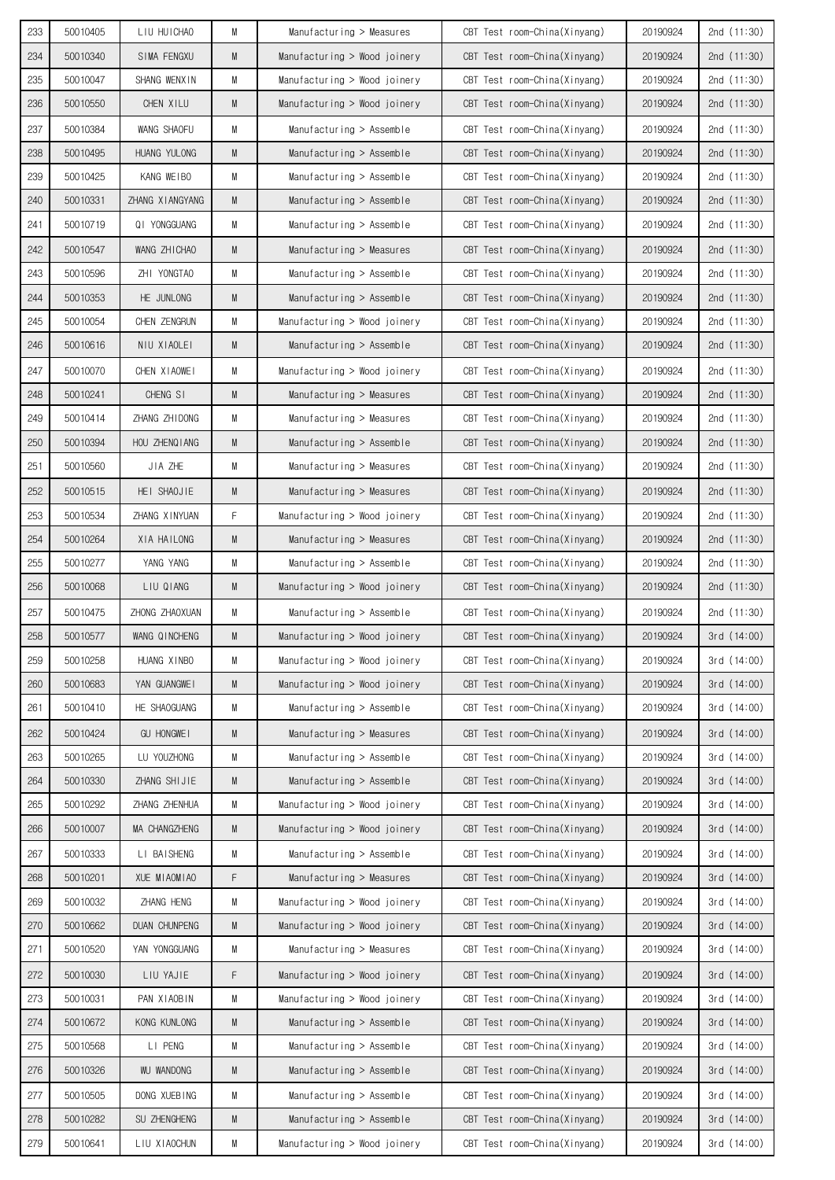| | | | | | | | |
|---|---|---|---|---|---|---|---|
| 233 | 50010405 | LIU HUICHAO | M | Manufacturing > Measures | CBT Test room-China(Xinyang) | 20190924 | 2nd (11:30) |
| 234 | 50010340 | SIMA FENGXU | M | Manufacturing > Wood joinery | CBT Test room-China(Xinyang) | 20190924 | 2nd (11:30) |
| 235 | 50010047 | SHANG WENXIN | M | Manufacturing > Wood joinery | CBT Test room-China(Xinyang) | 20190924 | 2nd (11:30) |
| 236 | 50010550 | CHEN XILU | M | Manufacturing > Wood joinery | CBT Test room-China(Xinyang) | 20190924 | 2nd (11:30) |
| 237 | 50010384 | WANG SHAOFU | M | Manufacturing > Assemble | CBT Test room-China(Xinyang) | 20190924 | 2nd (11:30) |
| 238 | 50010495 | HUANG YULONG | M | Manufacturing > Assemble | CBT Test room-China(Xinyang) | 20190924 | 2nd (11:30) |
| 239 | 50010425 | KANG WEIBO | M | Manufacturing > Assemble | CBT Test room-China(Xinyang) | 20190924 | 2nd (11:30) |
| 240 | 50010331 | ZHANG XIANGYANG | M | Manufacturing > Assemble | CBT Test room-China(Xinyang) | 20190924 | 2nd (11:30) |
| 241 | 50010719 | QI YONGGUANG | M | Manufacturing > Assemble | CBT Test room-China(Xinyang) | 20190924 | 2nd (11:30) |
| 242 | 50010547 | WANG ZHICHAO | M | Manufacturing > Measures | CBT Test room-China(Xinyang) | 20190924 | 2nd (11:30) |
| 243 | 50010596 | ZHI YONGTAO | M | Manufacturing > Assemble | CBT Test room-China(Xinyang) | 20190924 | 2nd (11:30) |
| 244 | 50010353 | HE JUNLONG | M | Manufacturing > Assemble | CBT Test room-China(Xinyang) | 20190924 | 2nd (11:30) |
| 245 | 50010054 | CHEN ZENGRUN | M | Manufacturing > Wood joinery | CBT Test room-China(Xinyang) | 20190924 | 2nd (11:30) |
| 246 | 50010616 | NIU XIAOLEI | M | Manufacturing > Assemble | CBT Test room-China(Xinyang) | 20190924 | 2nd (11:30) |
| 247 | 50010070 | CHEN XIAOWEI | M | Manufacturing > Wood joinery | CBT Test room-China(Xinyang) | 20190924 | 2nd (11:30) |
| 248 | 50010241 | CHENG SI | M | Manufacturing > Measures | CBT Test room-China(Xinyang) | 20190924 | 2nd (11:30) |
| 249 | 50010414 | ZHANG ZHIDONG | M | Manufacturing > Measures | CBT Test room-China(Xinyang) | 20190924 | 2nd (11:30) |
| 250 | 50010394 | HOU ZHENQIANG | M | Manufacturing > Assemble | CBT Test room-China(Xinyang) | 20190924 | 2nd (11:30) |
| 251 | 50010560 | JIA ZHE | M | Manufacturing > Measures | CBT Test room-China(Xinyang) | 20190924 | 2nd (11:30) |
| 252 | 50010515 | HEI SHAOJIE | M | Manufacturing > Measures | CBT Test room-China(Xinyang) | 20190924 | 2nd (11:30) |
| 253 | 50010534 | ZHANG XINYUAN | F | Manufacturing > Wood joinery | CBT Test room-China(Xinyang) | 20190924 | 2nd (11:30) |
| 254 | 50010264 | XIA HAILONG | M | Manufacturing > Measures | CBT Test room-China(Xinyang) | 20190924 | 2nd (11:30) |
| 255 | 50010277 | YANG YANG | M | Manufacturing > Assemble | CBT Test room-China(Xinyang) | 20190924 | 2nd (11:30) |
| 256 | 50010068 | LIU QIANG | M | Manufacturing > Wood joinery | CBT Test room-China(Xinyang) | 20190924 | 2nd (11:30) |
| 257 | 50010475 | ZHONG ZHAOXUAN | M | Manufacturing > Assemble | CBT Test room-China(Xinyang) | 20190924 | 2nd (11:30) |
| 258 | 50010577 | WANG QINCHENG | M | Manufacturing > Wood joinery | CBT Test room-China(Xinyang) | 20190924 | 3rd (14:00) |
| 259 | 50010258 | HUANG XINBO | M | Manufacturing > Wood joinery | CBT Test room-China(Xinyang) | 20190924 | 3rd (14:00) |
| 260 | 50010683 | YAN GUANGWEI | M | Manufacturing > Wood joinery | CBT Test room-China(Xinyang) | 20190924 | 3rd (14:00) |
| 261 | 50010410 | HE SHAOGUANG | M | Manufacturing > Assemble | CBT Test room-China(Xinyang) | 20190924 | 3rd (14:00) |
| 262 | 50010424 | GU HONGWEI | M | Manufacturing > Measures | CBT Test room-China(Xinyang) | 20190924 | 3rd (14:00) |
| 263 | 50010265 | LU YOUZHONG | M | Manufacturing > Assemble | CBT Test room-China(Xinyang) | 20190924 | 3rd (14:00) |
| 264 | 50010330 | ZHANG SHIJIE | M | Manufacturing > Assemble | CBT Test room-China(Xinyang) | 20190924 | 3rd (14:00) |
| 265 | 50010292 | ZHANG ZHENHUA | M | Manufacturing > Wood joinery | CBT Test room-China(Xinyang) | 20190924 | 3rd (14:00) |
| 266 | 50010007 | MA CHANGZHENG | M | Manufacturing > Wood joinery | CBT Test room-China(Xinyang) | 20190924 | 3rd (14:00) |
| 267 | 50010333 | LI BAISHENG | M | Manufacturing > Assemble | CBT Test room-China(Xinyang) | 20190924 | 3rd (14:00) |
| 268 | 50010201 | XUE MIAOMIAO | F | Manufacturing > Measures | CBT Test room-China(Xinyang) | 20190924 | 3rd (14:00) |
| 269 | 50010032 | ZHANG HENG | M | Manufacturing > Wood joinery | CBT Test room-China(Xinyang) | 20190924 | 3rd (14:00) |
| 270 | 50010662 | DUAN CHUNPENG | M | Manufacturing > Wood joinery | CBT Test room-China(Xinyang) | 20190924 | 3rd (14:00) |
| 271 | 50010520 | YAN YONGGUANG | M | Manufacturing > Measures | CBT Test room-China(Xinyang) | 20190924 | 3rd (14:00) |
| 272 | 50010030 | LIU YAJIE | F | Manufacturing > Wood joinery | CBT Test room-China(Xinyang) | 20190924 | 3rd (14:00) |
| 273 | 50010031 | PAN XIAOBIN | M | Manufacturing > Wood joinery | CBT Test room-China(Xinyang) | 20190924 | 3rd (14:00) |
| 274 | 50010672 | KONG KUNLONG | M | Manufacturing > Assemble | CBT Test room-China(Xinyang) | 20190924 | 3rd (14:00) |
| 275 | 50010568 | LI PENG | M | Manufacturing > Assemble | CBT Test room-China(Xinyang) | 20190924 | 3rd (14:00) |
| 276 | 50010326 | WU WANDONG | M | Manufacturing > Assemble | CBT Test room-China(Xinyang) | 20190924 | 3rd (14:00) |
| 277 | 50010505 | DONG XUEBING | M | Manufacturing > Assemble | CBT Test room-China(Xinyang) | 20190924 | 3rd (14:00) |
| 278 | 50010282 | SU ZHENGHENG | M | Manufacturing > Assemble | CBT Test room-China(Xinyang) | 20190924 | 3rd (14:00) |
| 279 | 50010641 | LIU XIAOCHUN | M | Manufacturing > Wood joinery | CBT Test room-China(Xinyang) | 20190924 | 3rd (14:00) |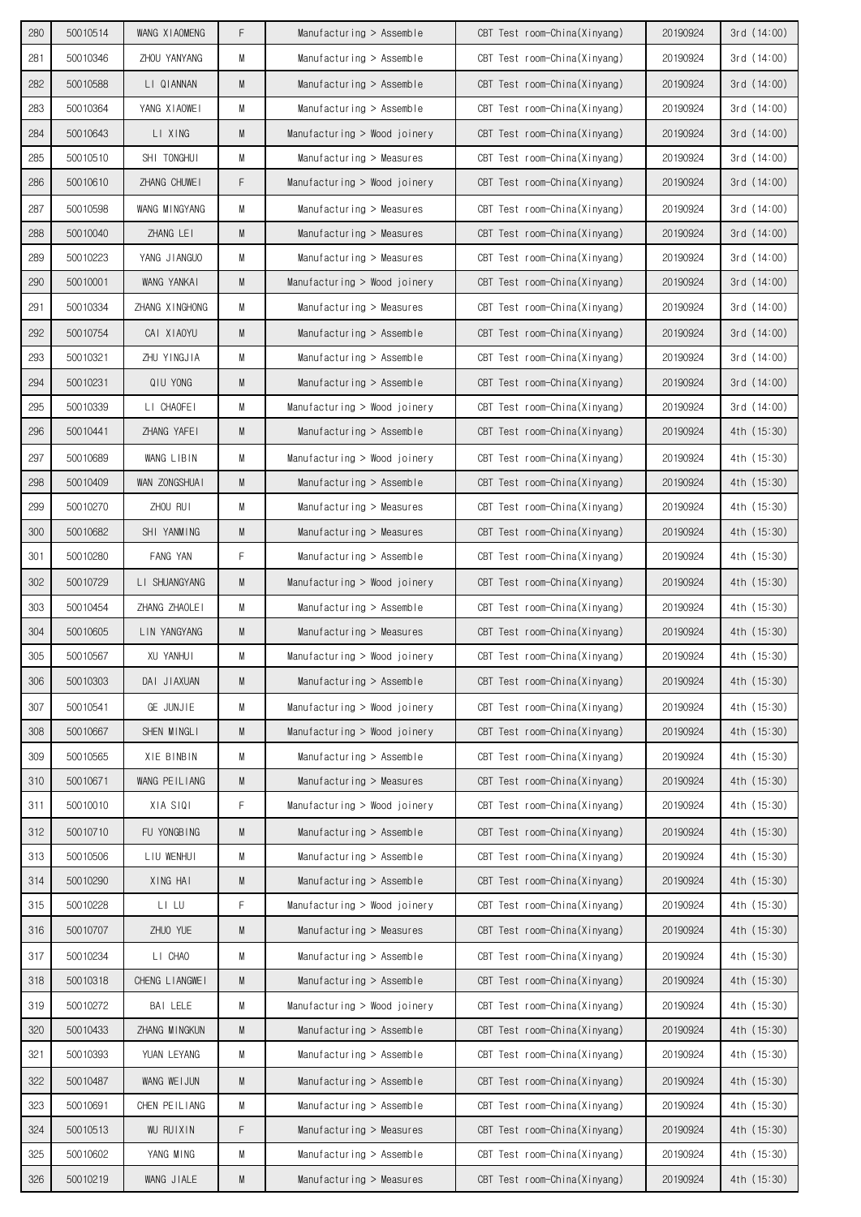| 280 | 50010514 | WANG XIAOMENG | F | Manufacturing > Assemble | CBT Test room-China(Xinyang) | 20190924 | 3rd (14:00) |
|---|---|---|---|---|---|---|---|
| 281 | 50010346 | ZHOU YANYANG | M | Manufacturing > Assemble | CBT Test room-China(Xinyang) | 20190924 | 3rd (14:00) |
| 282 | 50010588 | LI QIANNAN | M | Manufacturing > Assemble | CBT Test room-China(Xinyang) | 20190924 | 3rd (14:00) |
| 283 | 50010364 | YANG XIAOWEI | M | Manufacturing > Assemble | CBT Test room-China(Xinyang) | 20190924 | 3rd (14:00) |
| 284 | 50010643 | LI XING | M | Manufacturing > Wood joinery | CBT Test room-China(Xinyang) | 20190924 | 3rd (14:00) |
| 285 | 50010510 | SHI TONGHUI | M | Manufacturing > Measures | CBT Test room-China(Xinyang) | 20190924 | 3rd (14:00) |
| 286 | 50010610 | ZHANG CHUWEI | F | Manufacturing > Wood joinery | CBT Test room-China(Xinyang) | 20190924 | 3rd (14:00) |
| 287 | 50010598 | WANG MINGYANG | M | Manufacturing > Measures | CBT Test room-China(Xinyang) | 20190924 | 3rd (14:00) |
| 288 | 50010040 | ZHANG LEI | M | Manufacturing > Measures | CBT Test room-China(Xinyang) | 20190924 | 3rd (14:00) |
| 289 | 50010223 | YANG JIANGUO | M | Manufacturing > Measures | CBT Test room-China(Xinyang) | 20190924 | 3rd (14:00) |
| 290 | 50010001 | WANG YANKAI | M | Manufacturing > Wood joinery | CBT Test room-China(Xinyang) | 20190924 | 3rd (14:00) |
| 291 | 50010334 | ZHANG XINGHONG | M | Manufacturing > Measures | CBT Test room-China(Xinyang) | 20190924 | 3rd (14:00) |
| 292 | 50010754 | CAI XIAOYU | M | Manufacturing > Assemble | CBT Test room-China(Xinyang) | 20190924 | 3rd (14:00) |
| 293 | 50010321 | ZHU YINGJIA | M | Manufacturing > Assemble | CBT Test room-China(Xinyang) | 20190924 | 3rd (14:00) |
| 294 | 50010231 | QIU YONG | M | Manufacturing > Assemble | CBT Test room-China(Xinyang) | 20190924 | 3rd (14:00) |
| 295 | 50010339 | LI CHAOFEI | M | Manufacturing > Wood joinery | CBT Test room-China(Xinyang) | 20190924 | 3rd (14:00) |
| 296 | 50010441 | ZHANG YAFEI | M | Manufacturing > Assemble | CBT Test room-China(Xinyang) | 20190924 | 4th (15:30) |
| 297 | 50010689 | WANG LIBIN | M | Manufacturing > Wood joinery | CBT Test room-China(Xinyang) | 20190924 | 4th (15:30) |
| 298 | 50010409 | WAN ZONGSHUAI | M | Manufacturing > Assemble | CBT Test room-China(Xinyang) | 20190924 | 4th (15:30) |
| 299 | 50010270 | ZHOU RUI | M | Manufacturing > Measures | CBT Test room-China(Xinyang) | 20190924 | 4th (15:30) |
| 300 | 50010682 | SHI YANMING | M | Manufacturing > Measures | CBT Test room-China(Xinyang) | 20190924 | 4th (15:30) |
| 301 | 50010280 | FANG YAN | F | Manufacturing > Assemble | CBT Test room-China(Xinyang) | 20190924 | 4th (15:30) |
| 302 | 50010729 | LI SHUANGYANG | M | Manufacturing > Wood joinery | CBT Test room-China(Xinyang) | 20190924 | 4th (15:30) |
| 303 | 50010454 | ZHANG ZHAOLEI | M | Manufacturing > Assemble | CBT Test room-China(Xinyang) | 20190924 | 4th (15:30) |
| 304 | 50010605 | LIN YANGYANG | M | Manufacturing > Measures | CBT Test room-China(Xinyang) | 20190924 | 4th (15:30) |
| 305 | 50010567 | XU YANHUI | M | Manufacturing > Wood joinery | CBT Test room-China(Xinyang) | 20190924 | 4th (15:30) |
| 306 | 50010303 | DAI JIAXUAN | M | Manufacturing > Assemble | CBT Test room-China(Xinyang) | 20190924 | 4th (15:30) |
| 307 | 50010541 | GE JUNJIE | M | Manufacturing > Wood joinery | CBT Test room-China(Xinyang) | 20190924 | 4th (15:30) |
| 308 | 50010667 | SHEN MINGLI | M | Manufacturing > Wood joinery | CBT Test room-China(Xinyang) | 20190924 | 4th (15:30) |
| 309 | 50010565 | XIE BINBIN | M | Manufacturing > Assemble | CBT Test room-China(Xinyang) | 20190924 | 4th (15:30) |
| 310 | 50010671 | WANG PEILIANG | M | Manufacturing > Measures | CBT Test room-China(Xinyang) | 20190924 | 4th (15:30) |
| 311 | 50010010 | XIA SIQI | F | Manufacturing > Wood joinery | CBT Test room-China(Xinyang) | 20190924 | 4th (15:30) |
| 312 | 50010710 | FU YONGBING | M | Manufacturing > Assemble | CBT Test room-China(Xinyang) | 20190924 | 4th (15:30) |
| 313 | 50010506 | LIU WENHUI | M | Manufacturing > Assemble | CBT Test room-China(Xinyang) | 20190924 | 4th (15:30) |
| 314 | 50010290 | XING HAI | M | Manufacturing > Assemble | CBT Test room-China(Xinyang) | 20190924 | 4th (15:30) |
| 315 | 50010228 | LI LU | F | Manufacturing > Wood joinery | CBT Test room-China(Xinyang) | 20190924 | 4th (15:30) |
| 316 | 50010707 | ZHUO YUE | M | Manufacturing > Measures | CBT Test room-China(Xinyang) | 20190924 | 4th (15:30) |
| 317 | 50010234 | LI CHAO | M | Manufacturing > Assemble | CBT Test room-China(Xinyang) | 20190924 | 4th (15:30) |
| 318 | 50010318 | CHENG LIANGWEI | M | Manufacturing > Assemble | CBT Test room-China(Xinyang) | 20190924 | 4th (15:30) |
| 319 | 50010272 | BAI LELE | M | Manufacturing > Wood joinery | CBT Test room-China(Xinyang) | 20190924 | 4th (15:30) |
| 320 | 50010433 | ZHANG MINGKUN | M | Manufacturing > Assemble | CBT Test room-China(Xinyang) | 20190924 | 4th (15:30) |
| 321 | 50010393 | YUAN LEYANG | M | Manufacturing > Assemble | CBT Test room-China(Xinyang) | 20190924 | 4th (15:30) |
| 322 | 50010487 | WANG WEIJUN | M | Manufacturing > Assemble | CBT Test room-China(Xinyang) | 20190924 | 4th (15:30) |
| 323 | 50010691 | CHEN PEILIANG | M | Manufacturing > Assemble | CBT Test room-China(Xinyang) | 20190924 | 4th (15:30) |
| 324 | 50010513 | WU RUIXIN | F | Manufacturing > Measures | CBT Test room-China(Xinyang) | 20190924 | 4th (15:30) |
| 325 | 50010602 | YANG MING | M | Manufacturing > Assemble | CBT Test room-China(Xinyang) | 20190924 | 4th (15:30) |
| 326 | 50010219 | WANG JIALE | M | Manufacturing > Measures | CBT Test room-China(Xinyang) | 20190924 | 4th (15:30) |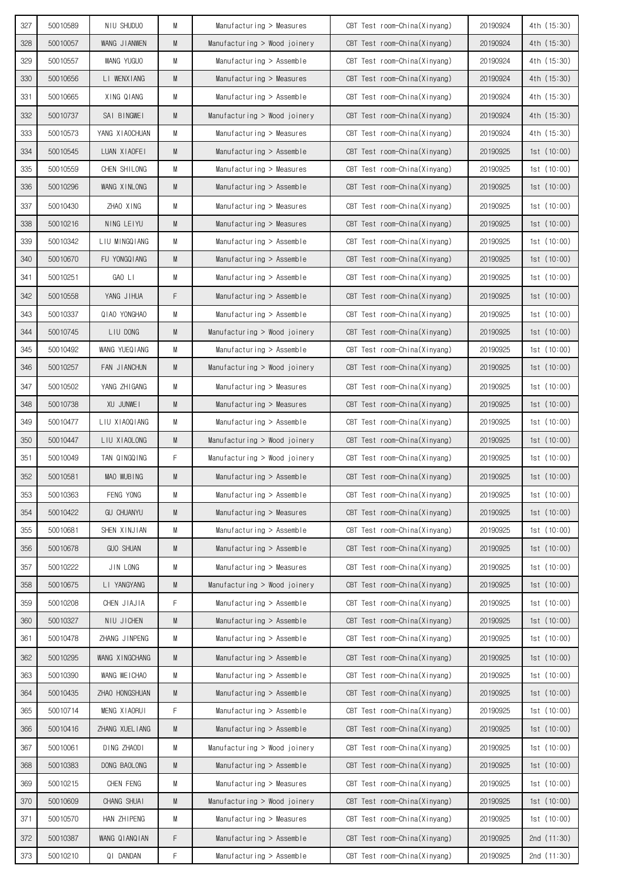| 327 | 50010589 | NIU SHUDUO | M | Manufacturing > Measures | CBT Test room-China(Xinyang) | 20190924 | 4th (15:30) |
|---|---|---|---|---|---|---|---|
| 328 | 50010057 | WANG JIANWEN | M | Manufacturing > Wood joinery | CBT Test room-China(Xinyang) | 20190924 | 4th (15:30) |
| 329 | 50010557 | WANG YUGUO | M | Manufacturing > Assemble | CBT Test room-China(Xinyang) | 20190924 | 4th (15:30) |
| 330 | 50010656 | LI WENXIANG | M | Manufacturing > Measures | CBT Test room-China(Xinyang) | 20190924 | 4th (15:30) |
| 331 | 50010665 | XING QIANG | M | Manufacturing > Assemble | CBT Test room-China(Xinyang) | 20190924 | 4th (15:30) |
| 332 | 50010737 | SAI BINGWEI | M | Manufacturing > Wood joinery | CBT Test room-China(Xinyang) | 20190924 | 4th (15:30) |
| 333 | 50010573 | YANG XIAOCHUAN | M | Manufacturing > Measures | CBT Test room-China(Xinyang) | 20190924 | 4th (15:30) |
| 334 | 50010545 | LUAN XIAOFEI | M | Manufacturing > Assemble | CBT Test room-China(Xinyang) | 20190925 | 1st (10:00) |
| 335 | 50010559 | CHEN SHILONG | M | Manufacturing > Measures | CBT Test room-China(Xinyang) | 20190925 | 1st (10:00) |
| 336 | 50010296 | WANG XINLONG | M | Manufacturing > Assemble | CBT Test room-China(Xinyang) | 20190925 | 1st (10:00) |
| 337 | 50010430 | ZHAO XING | M | Manufacturing > Measures | CBT Test room-China(Xinyang) | 20190925 | 1st (10:00) |
| 338 | 50010216 | NING LEIYU | M | Manufacturing > Measures | CBT Test room-China(Xinyang) | 20190925 | 1st (10:00) |
| 339 | 50010342 | LIU MINGQIANG | M | Manufacturing > Assemble | CBT Test room-China(Xinyang) | 20190925 | 1st (10:00) |
| 340 | 50010670 | FU YONGQIANG | M | Manufacturing > Assemble | CBT Test room-China(Xinyang) | 20190925 | 1st (10:00) |
| 341 | 50010251 | GAO LI | M | Manufacturing > Assemble | CBT Test room-China(Xinyang) | 20190925 | 1st (10:00) |
| 342 | 50010558 | YANG JIHUA | F | Manufacturing > Assemble | CBT Test room-China(Xinyang) | 20190925 | 1st (10:00) |
| 343 | 50010337 | QIAO YONGHAO | M | Manufacturing > Assemble | CBT Test room-China(Xinyang) | 20190925 | 1st (10:00) |
| 344 | 50010745 | LIU DONG | M | Manufacturing > Wood joinery | CBT Test room-China(Xinyang) | 20190925 | 1st (10:00) |
| 345 | 50010492 | WANG YUEQIANG | M | Manufacturing > Assemble | CBT Test room-China(Xinyang) | 20190925 | 1st (10:00) |
| 346 | 50010257 | FAN JIANCHUN | M | Manufacturing > Wood joinery | CBT Test room-China(Xinyang) | 20190925 | 1st (10:00) |
| 347 | 50010502 | YANG ZHIGANG | M | Manufacturing > Measures | CBT Test room-China(Xinyang) | 20190925 | 1st (10:00) |
| 348 | 50010738 | XU JUNWEI | M | Manufacturing > Measures | CBT Test room-China(Xinyang) | 20190925 | 1st (10:00) |
| 349 | 50010477 | LIU XIAOQIANG | M | Manufacturing > Assemble | CBT Test room-China(Xinyang) | 20190925 | 1st (10:00) |
| 350 | 50010447 | LIU XIAOLONG | M | Manufacturing > Wood joinery | CBT Test room-China(Xinyang) | 20190925 | 1st (10:00) |
| 351 | 50010049 | TAN QINGQING | F | Manufacturing > Wood joinery | CBT Test room-China(Xinyang) | 20190925 | 1st (10:00) |
| 352 | 50010581 | MAO WUBING | M | Manufacturing > Assemble | CBT Test room-China(Xinyang) | 20190925 | 1st (10:00) |
| 353 | 50010363 | FENG YONG | M | Manufacturing > Assemble | CBT Test room-China(Xinyang) | 20190925 | 1st (10:00) |
| 354 | 50010422 | GU CHUANYU | M | Manufacturing > Measures | CBT Test room-China(Xinyang) | 20190925 | 1st (10:00) |
| 355 | 50010681 | SHEN XINJIAN | M | Manufacturing > Assemble | CBT Test room-China(Xinyang) | 20190925 | 1st (10:00) |
| 356 | 50010678 | GUO SHUAN | M | Manufacturing > Assemble | CBT Test room-China(Xinyang) | 20190925 | 1st (10:00) |
| 357 | 50010222 | JIN LONG | M | Manufacturing > Measures | CBT Test room-China(Xinyang) | 20190925 | 1st (10:00) |
| 358 | 50010675 | LI YANGYANG | M | Manufacturing > Wood joinery | CBT Test room-China(Xinyang) | 20190925 | 1st (10:00) |
| 359 | 50010208 | CHEN JIAJIA | F | Manufacturing > Assemble | CBT Test room-China(Xinyang) | 20190925 | 1st (10:00) |
| 360 | 50010327 | NIU JICHEN | M | Manufacturing > Assemble | CBT Test room-China(Xinyang) | 20190925 | 1st (10:00) |
| 361 | 50010478 | ZHANG JINPENG | M | Manufacturing > Assemble | CBT Test room-China(Xinyang) | 20190925 | 1st (10:00) |
| 362 | 50010295 | WANG XINGCHANG | M | Manufacturing > Assemble | CBT Test room-China(Xinyang) | 20190925 | 1st (10:00) |
| 363 | 50010390 | WANG WEICHAO | M | Manufacturing > Assemble | CBT Test room-China(Xinyang) | 20190925 | 1st (10:00) |
| 364 | 50010435 | ZHAO HONGSHUAN | M | Manufacturing > Assemble | CBT Test room-China(Xinyang) | 20190925 | 1st (10:00) |
| 365 | 50010714 | MENG XIAORUI | F | Manufacturing > Assemble | CBT Test room-China(Xinyang) | 20190925 | 1st (10:00) |
| 366 | 50010416 | ZHANG XUELIANG | M | Manufacturing > Assemble | CBT Test room-China(Xinyang) | 20190925 | 1st (10:00) |
| 367 | 50010061 | DING ZHAODI | M | Manufacturing > Wood joinery | CBT Test room-China(Xinyang) | 20190925 | 1st (10:00) |
| 368 | 50010383 | DONG BAOLONG | M | Manufacturing > Assemble | CBT Test room-China(Xinyang) | 20190925 | 1st (10:00) |
| 369 | 50010215 | CHEN FENG | M | Manufacturing > Measures | CBT Test room-China(Xinyang) | 20190925 | 1st (10:00) |
| 370 | 50010609 | CHANG SHUAI | M | Manufacturing > Wood joinery | CBT Test room-China(Xinyang) | 20190925 | 1st (10:00) |
| 371 | 50010570 | HAN ZHIPENG | M | Manufacturing > Measures | CBT Test room-China(Xinyang) | 20190925 | 1st (10:00) |
| 372 | 50010387 | WANG QIANQIAN | F | Manufacturing > Assemble | CBT Test room-China(Xinyang) | 20190925 | 2nd (11:30) |
| 373 | 50010210 | QI DANDAN | F | Manufacturing > Assemble | CBT Test room-China(Xinyang) | 20190925 | 2nd (11:30) |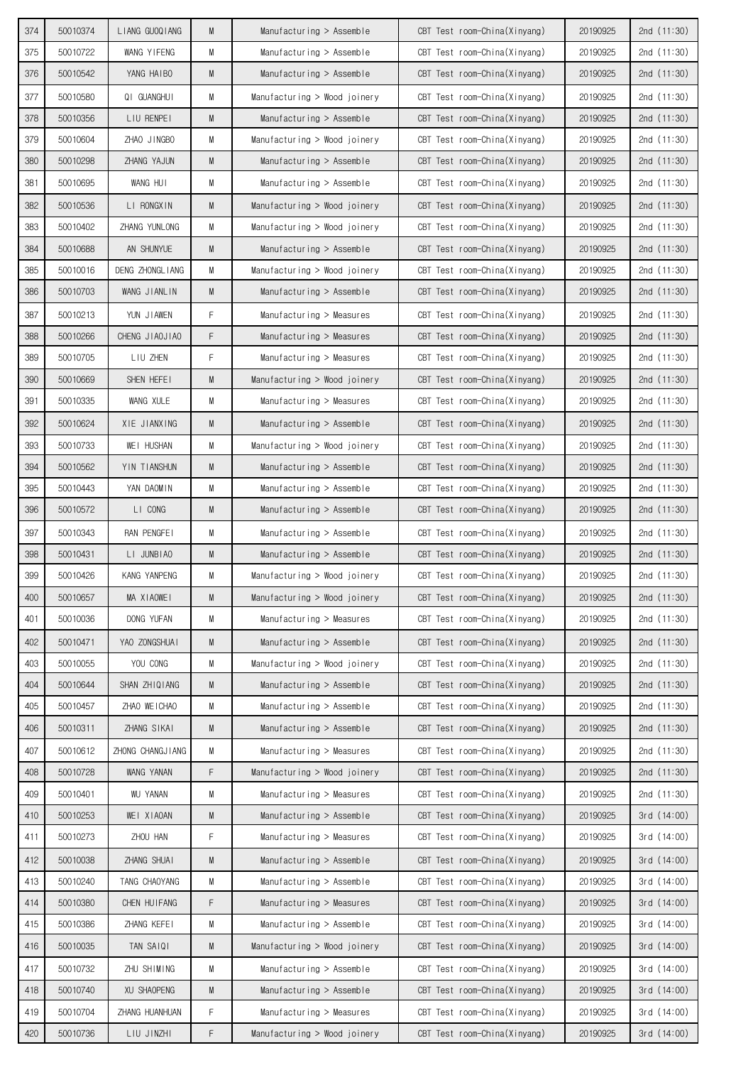| 374 | 50010374 | LIANG GUOQIANG | M | Manufacturing > Assemble | CBT Test room-China(Xinyang) | 20190925 | 2nd (11:30) |
|---|---|---|---|---|---|---|---|
| 375 | 50010722 | WANG YIFENG | M | Manufacturing > Assemble | CBT Test room-China(Xinyang) | 20190925 | 2nd (11:30) |
| 376 | 50010542 | YANG HAIBO | M | Manufacturing > Assemble | CBT Test room-China(Xinyang) | 20190925 | 2nd (11:30) |
| 377 | 50010580 | QI GUANGHUI | M | Manufacturing > Wood joinery | CBT Test room-China(Xinyang) | 20190925 | 2nd (11:30) |
| 378 | 50010356 | LIU RENPEI | M | Manufacturing > Assemble | CBT Test room-China(Xinyang) | 20190925 | 2nd (11:30) |
| 379 | 50010604 | ZHAO JINGBO | M | Manufacturing > Wood joinery | CBT Test room-China(Xinyang) | 20190925 | 2nd (11:30) |
| 380 | 50010298 | ZHANG YAJUN | M | Manufacturing > Assemble | CBT Test room-China(Xinyang) | 20190925 | 2nd (11:30) |
| 381 | 50010695 | WANG HUI | M | Manufacturing > Assemble | CBT Test room-China(Xinyang) | 20190925 | 2nd (11:30) |
| 382 | 50010536 | LI RONGXIN | M | Manufacturing > Wood joinery | CBT Test room-China(Xinyang) | 20190925 | 2nd (11:30) |
| 383 | 50010402 | ZHANG YUNLONG | M | Manufacturing > Wood joinery | CBT Test room-China(Xinyang) | 20190925 | 2nd (11:30) |
| 384 | 50010688 | AN SHUNYUE | M | Manufacturing > Assemble | CBT Test room-China(Xinyang) | 20190925 | 2nd (11:30) |
| 385 | 50010016 | DENG ZHONGLIANG | M | Manufacturing > Wood joinery | CBT Test room-China(Xinyang) | 20190925 | 2nd (11:30) |
| 386 | 50010703 | WANG JIANLIN | M | Manufacturing > Assemble | CBT Test room-China(Xinyang) | 20190925 | 2nd (11:30) |
| 387 | 50010213 | YUN JIAWEN | F | Manufacturing > Measures | CBT Test room-China(Xinyang) | 20190925 | 2nd (11:30) |
| 388 | 50010266 | CHENG JIAOJIAO | F | Manufacturing > Measures | CBT Test room-China(Xinyang) | 20190925 | 2nd (11:30) |
| 389 | 50010705 | LIU ZHEN | F | Manufacturing > Measures | CBT Test room-China(Xinyang) | 20190925 | 2nd (11:30) |
| 390 | 50010669 | SHEN HEFEI | M | Manufacturing > Wood joinery | CBT Test room-China(Xinyang) | 20190925 | 2nd (11:30) |
| 391 | 50010335 | WANG XULE | M | Manufacturing > Measures | CBT Test room-China(Xinyang) | 20190925 | 2nd (11:30) |
| 392 | 50010624 | XIE JIANXING | M | Manufacturing > Assemble | CBT Test room-China(Xinyang) | 20190925 | 2nd (11:30) |
| 393 | 50010733 | WEI HUSHAN | M | Manufacturing > Wood joinery | CBT Test room-China(Xinyang) | 20190925 | 2nd (11:30) |
| 394 | 50010562 | YIN TIANSHUN | M | Manufacturing > Assemble | CBT Test room-China(Xinyang) | 20190925 | 2nd (11:30) |
| 395 | 50010443 | YAN DAOMIN | M | Manufacturing > Assemble | CBT Test room-China(Xinyang) | 20190925 | 2nd (11:30) |
| 396 | 50010572 | LI CONG | M | Manufacturing > Assemble | CBT Test room-China(Xinyang) | 20190925 | 2nd (11:30) |
| 397 | 50010343 | RAN PENGFEI | M | Manufacturing > Assemble | CBT Test room-China(Xinyang) | 20190925 | 2nd (11:30) |
| 398 | 50010431 | LI JUNBIAO | M | Manufacturing > Assemble | CBT Test room-China(Xinyang) | 20190925 | 2nd (11:30) |
| 399 | 50010426 | KANG YANPENG | M | Manufacturing > Wood joinery | CBT Test room-China(Xinyang) | 20190925 | 2nd (11:30) |
| 400 | 50010657 | MA XIAOWEI | M | Manufacturing > Wood joinery | CBT Test room-China(Xinyang) | 20190925 | 2nd (11:30) |
| 401 | 50010036 | DONG YUFAN | M | Manufacturing > Measures | CBT Test room-China(Xinyang) | 20190925 | 2nd (11:30) |
| 402 | 50010471 | YAO ZONGSHUAI | M | Manufacturing > Assemble | CBT Test room-China(Xinyang) | 20190925 | 2nd (11:30) |
| 403 | 50010055 | YOU CONG | M | Manufacturing > Wood joinery | CBT Test room-China(Xinyang) | 20190925 | 2nd (11:30) |
| 404 | 50010644 | SHAN ZHIQIANG | M | Manufacturing > Assemble | CBT Test room-China(Xinyang) | 20190925 | 2nd (11:30) |
| 405 | 50010457 | ZHAO WEICHAO | M | Manufacturing > Assemble | CBT Test room-China(Xinyang) | 20190925 | 2nd (11:30) |
| 406 | 50010311 | ZHANG SIKAI | M | Manufacturing > Assemble | CBT Test room-China(Xinyang) | 20190925 | 2nd (11:30) |
| 407 | 50010612 | ZHONG CHANGJIANG | M | Manufacturing > Measures | CBT Test room-China(Xinyang) | 20190925 | 2nd (11:30) |
| 408 | 50010728 | WANG YANAN | F | Manufacturing > Wood joinery | CBT Test room-China(Xinyang) | 20190925 | 2nd (11:30) |
| 409 | 50010401 | WU YANAN | M | Manufacturing > Measures | CBT Test room-China(Xinyang) | 20190925 | 2nd (11:30) |
| 410 | 50010253 | WEI XIAOAN | M | Manufacturing > Assemble | CBT Test room-China(Xinyang) | 20190925 | 3rd (14:00) |
| 411 | 50010273 | ZHOU HAN | F | Manufacturing > Measures | CBT Test room-China(Xinyang) | 20190925 | 3rd (14:00) |
| 412 | 50010038 | ZHANG SHUAI | M | Manufacturing > Assemble | CBT Test room-China(Xinyang) | 20190925 | 3rd (14:00) |
| 413 | 50010240 | TANG CHAOYANG | M | Manufacturing > Assemble | CBT Test room-China(Xinyang) | 20190925 | 3rd (14:00) |
| 414 | 50010380 | CHEN HUIFANG | F | Manufacturing > Measures | CBT Test room-China(Xinyang) | 20190925 | 3rd (14:00) |
| 415 | 50010386 | ZHANG KEFEI | M | Manufacturing > Assemble | CBT Test room-China(Xinyang) | 20190925 | 3rd (14:00) |
| 416 | 50010035 | TAN SAIQI | M | Manufacturing > Wood joinery | CBT Test room-China(Xinyang) | 20190925 | 3rd (14:00) |
| 417 | 50010732 | ZHU SHIMING | M | Manufacturing > Assemble | CBT Test room-China(Xinyang) | 20190925 | 3rd (14:00) |
| 418 | 50010740 | XU SHAOPENG | M | Manufacturing > Assemble | CBT Test room-China(Xinyang) | 20190925 | 3rd (14:00) |
| 419 | 50010704 | ZHANG HUANHUAN | F | Manufacturing > Measures | CBT Test room-China(Xinyang) | 20190925 | 3rd (14:00) |
| 420 | 50010736 | LIU JINZHI | F | Manufacturing > Wood joinery | CBT Test room-China(Xinyang) | 20190925 | 3rd (14:00) |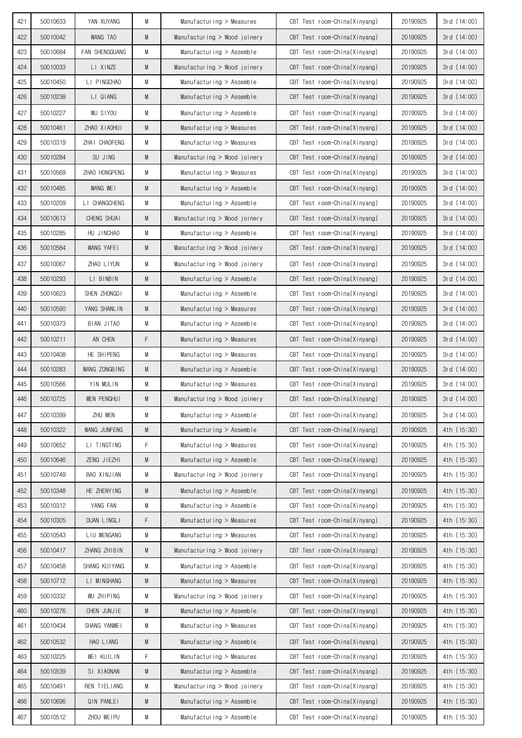| 421 | 50010633 | YAN XUYANG | M | Manufacturing > Measures | CBT Test room-China(Xinyang) | 20190925 | 3rd (14:00) |
|---|---|---|---|---|---|---|---|
| 422 | 50010042 | WANG TAO | M | Manufacturing > Wood joinery | CBT Test room-China(Xinyang) | 20190925 | 3rd (14:00) |
| 423 | 50010684 | FAN SHENGGUANG | M | Manufacturing > Assemble | CBT Test room-China(Xinyang) | 20190925 | 3rd (14:00) |
| 424 | 50010033 | LI XINZE | M | Manufacturing > Wood joinery | CBT Test room-China(Xinyang) | 20190925 | 3rd (14:00) |
| 425 | 50010450 | LI PINGCHAO | M | Manufacturing > Assemble | CBT Test room-China(Xinyang) | 20190925 | 3rd (14:00) |
| 426 | 50010238 | LI QIANG | M | Manufacturing > Assemble | CBT Test room-China(Xinyang) | 20190925 | 3rd (14:00) |
| 427 | 50010227 | WU SIYOU | M | Manufacturing > Assemble | CBT Test room-China(Xinyang) | 20190925 | 3rd (14:00) |
| 428 | 50010461 | ZHAO XIAOHUI | M | Manufacturing > Measures | CBT Test room-China(Xinyang) | 20190925 | 3rd (14:00) |
| 429 | 50010319 | ZHAI CHAOFENG | M | Manufacturing > Measures | CBT Test room-China(Xinyang) | 20190925 | 3rd (14:00) |
| 430 | 50010284 | SU JING | M | Manufacturing > Wood joinery | CBT Test room-China(Xinyang) | 20190925 | 3rd (14:00) |
| 431 | 50010569 | ZHAO HONGPENG | M | Manufacturing > Measures | CBT Test room-China(Xinyang) | 20190925 | 3rd (14:00) |
| 432 | 50010485 | WANG WEI | M | Manufacturing > Assemble | CBT Test room-China(Xinyang) | 20190925 | 3rd (14:00) |
| 433 | 50010209 | LI CHANGCHENG | M | Manufacturing > Assemble | CBT Test room-China(Xinyang) | 20190925 | 3rd (14:00) |
| 434 | 50010613 | CHENG SHUAI | M | Manufacturing > Wood joinery | CBT Test room-China(Xinyang) | 20190925 | 3rd (14:00) |
| 435 | 50010285 | HU JINCHAO | M | Manufacturing > Assemble | CBT Test room-China(Xinyang) | 20190925 | 3rd (14:00) |
| 436 | 50010584 | WANG YAFEI | M | Manufacturing > Wood joinery | CBT Test room-China(Xinyang) | 20190925 | 3rd (14:00) |
| 437 | 50010067 | ZHAO LIYUN | M | Manufacturing > Wood joinery | CBT Test room-China(Xinyang) | 20190925 | 3rd (14:00) |
| 438 | 50010293 | LI BINBIN | M | Manufacturing > Assemble | CBT Test room-China(Xinyang) | 20190925 | 3rd (14:00) |
| 439 | 50010623 | SHEN ZHONGDI | M | Manufacturing > Assemble | CBT Test room-China(Xinyang) | 20190925 | 3rd (14:00) |
| 440 | 50010590 | YANG SHANLIN | M | Manufacturing > Measures | CBT Test room-China(Xinyang) | 20190925 | 3rd (14:00) |
| 441 | 50010373 | BIAN JITAO | M | Manufacturing > Assemble | CBT Test room-China(Xinyang) | 20190925 | 3rd (14:00) |
| 442 | 50010211 | AN CHEN | F | Manufacturing > Measures | CBT Test room-China(Xinyang) | 20190925 | 3rd (14:00) |
| 443 | 50010408 | HE SHIPENG | M | Manufacturing > Measures | CBT Test room-China(Xinyang) | 20190925 | 3rd (14:00) |
| 444 | 50010283 | WANG ZONGBING | M | Manufacturing > Assemble | CBT Test room-China(Xinyang) | 20190925 | 3rd (14:00) |
| 445 | 50010566 | YIN MULIN | M | Manufacturing > Measures | CBT Test room-China(Xinyang) | 20190925 | 3rd (14:00) |
| 446 | 50010725 | WEN PENGHUI | M | Manufacturing > Wood joinery | CBT Test room-China(Xinyang) | 20190925 | 3rd (14:00) |
| 447 | 50010399 | ZHU WEN | M | Manufacturing > Assemble | CBT Test room-China(Xinyang) | 20190925 | 3rd (14:00) |
| 448 | 50010322 | WANG JUNFENG | M | Manufacturing > Assemble | CBT Test room-China(Xinyang) | 20190925 | 4th (15:30) |
| 449 | 50010652 | LI TINGTING | F | Manufacturing > Measures | CBT Test room-China(Xinyang) | 20190925 | 4th (15:30) |
| 450 | 50010646 | ZENG JIEZHI | M | Manufacturing > Assemble | CBT Test room-China(Xinyang) | 20190925 | 4th (15:30) |
| 451 | 50010749 | BAO XINJIAN | M | Manufacturing > Wood joinery | CBT Test room-China(Xinyang) | 20190925 | 4th (15:30) |
| 452 | 50010348 | HE ZHENYING | M | Manufacturing > Assemble | CBT Test room-China(Xinyang) | 20190925 | 4th (15:30) |
| 453 | 50010312 | YANG FAN | M | Manufacturing > Assemble | CBT Test room-China(Xinyang) | 20190925 | 4th (15:30) |
| 454 | 50010305 | DUAN LINGLI | F | Manufacturing > Measures | CBT Test room-China(Xinyang) | 20190925 | 4th (15:30) |
| 455 | 50010543 | LIU WENGANG | M | Manufacturing > Measures | CBT Test room-China(Xinyang) | 20190925 | 4th (15:30) |
| 456 | 50010417 | ZHANG ZHIBIN | M | Manufacturing > Wood joinery | CBT Test room-China(Xinyang) | 20190925 | 4th (15:30) |
| 457 | 50010458 | SHANG KUIYANG | M | Manufacturing > Assemble | CBT Test room-China(Xinyang) | 20190925 | 4th (15:30) |
| 458 | 50010712 | LI MINGHANG | M | Manufacturing > Measures | CBT Test room-China(Xinyang) | 20190925 | 4th (15:30) |
| 459 | 50010332 | WU ZHIPING | M | Manufacturing > Wood joinery | CBT Test room-China(Xinyang) | 20190925 | 4th (15:30) |
| 460 | 50010276 | CHEN JUNJIE | M | Manufacturing > Assemble | CBT Test room-China(Xinyang) | 20190925 | 4th (15:30) |
| 461 | 50010434 | SHANG YANWEI | M | Manufacturing > Measures | CBT Test room-China(Xinyang) | 20190925 | 4th (15:30) |
| 462 | 50010532 | HAO LIANG | M | Manufacturing > Assemble | CBT Test room-China(Xinyang) | 20190925 | 4th (15:30) |
| 463 | 50010225 | WEI KUILIN | F | Manufacturing > Measures | CBT Test room-China(Xinyang) | 20190925 | 4th (15:30) |
| 464 | 50010539 | SI XIAONAN | M | Manufacturing > Assemble | CBT Test room-China(Xinyang) | 20190925 | 4th (15:30) |
| 465 | 50010491 | REN TIELIANG | M | Manufacturing > Wood joinery | CBT Test room-China(Xinyang) | 20190925 | 4th (15:30) |
| 466 | 50010696 | QIN PANLEI | M | Manufacturing > Assemble | CBT Test room-China(Xinyang) | 20190925 | 4th (15:30) |
| 467 | 50010512 | ZHOU WEIPU | M | Manufacturing > Assemble | CBT Test room-China(Xinyang) | 20190925 | 4th (15:30) |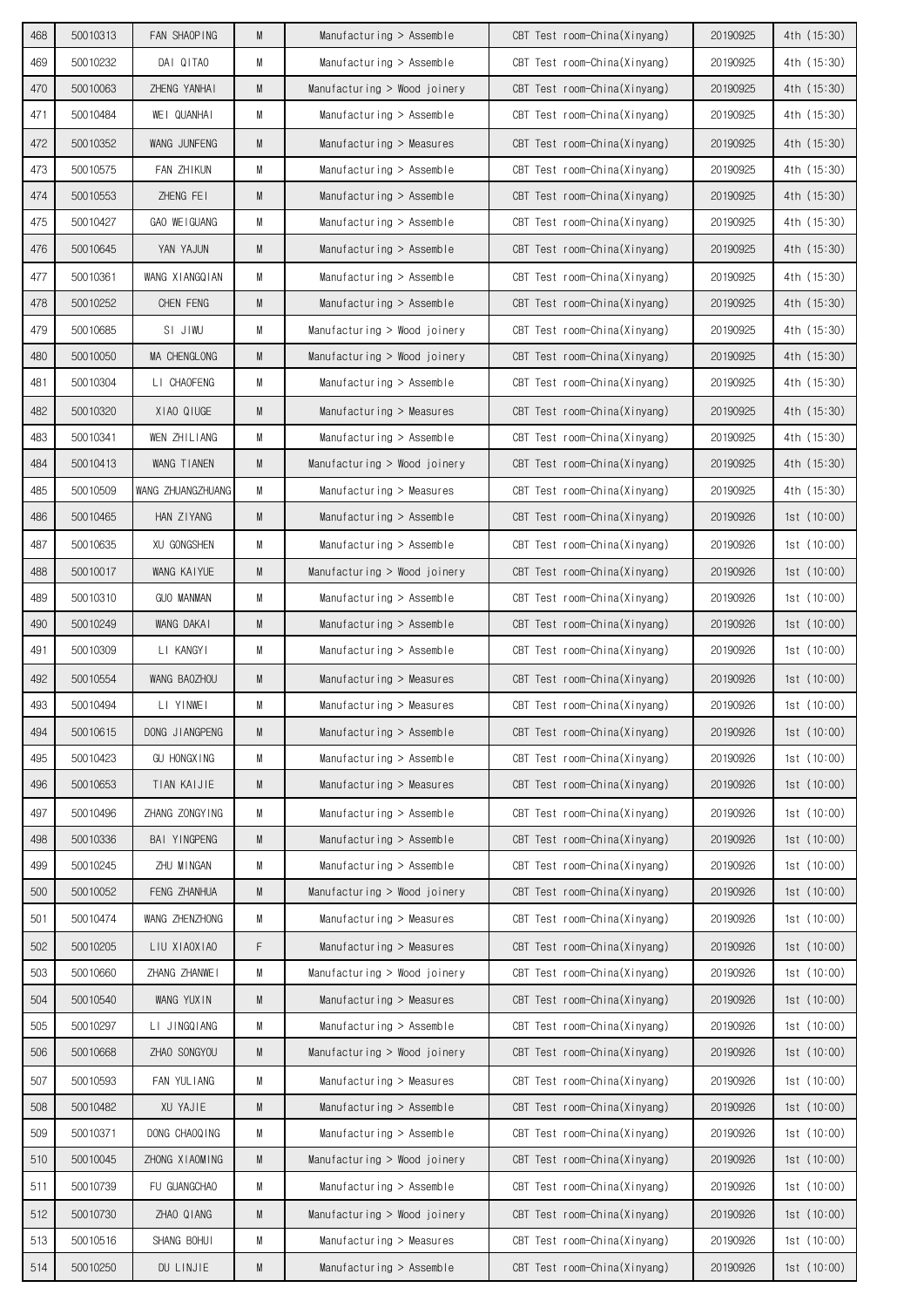| 468 | 50010313 | FAN SHAOPING | M | Manufacturing > Assemble | CBT Test room-China(Xinyang) | 20190925 | 4th (15:30) |
|---|---|---|---|---|---|---|---|
| 469 | 50010232 | DAI QITAO | M | Manufacturing > Assemble | CBT Test room-China(Xinyang) | 20190925 | 4th (15:30) |
| 470 | 50010063 | ZHENG YANHAI | M | Manufacturing > Wood joinery | CBT Test room-China(Xinyang) | 20190925 | 4th (15:30) |
| 471 | 50010484 | WEI QUANHAI | M | Manufacturing > Assemble | CBT Test room-China(Xinyang) | 20190925 | 4th (15:30) |
| 472 | 50010352 | WANG JUNFENG | M | Manufacturing > Measures | CBT Test room-China(Xinyang) | 20190925 | 4th (15:30) |
| 473 | 50010575 | FAN ZHIKUN | M | Manufacturing > Assemble | CBT Test room-China(Xinyang) | 20190925 | 4th (15:30) |
| 474 | 50010553 | ZHENG FEI | M | Manufacturing > Assemble | CBT Test room-China(Xinyang) | 20190925 | 4th (15:30) |
| 475 | 50010427 | GAO WEIGUANG | M | Manufacturing > Assemble | CBT Test room-China(Xinyang) | 20190925 | 4th (15:30) |
| 476 | 50010645 | YAN YAJUN | M | Manufacturing > Assemble | CBT Test room-China(Xinyang) | 20190925 | 4th (15:30) |
| 477 | 50010361 | WANG XIANGQIAN | M | Manufacturing > Assemble | CBT Test room-China(Xinyang) | 20190925 | 4th (15:30) |
| 478 | 50010252 | CHEN FENG | M | Manufacturing > Assemble | CBT Test room-China(Xinyang) | 20190925 | 4th (15:30) |
| 479 | 50010685 | SI JIWU | M | Manufacturing > Wood joinery | CBT Test room-China(Xinyang) | 20190925 | 4th (15:30) |
| 480 | 50010050 | MA CHENGLONG | M | Manufacturing > Wood joinery | CBT Test room-China(Xinyang) | 20190925 | 4th (15:30) |
| 481 | 50010304 | LI CHAOFENG | M | Manufacturing > Assemble | CBT Test room-China(Xinyang) | 20190925 | 4th (15:30) |
| 482 | 50010320 | XIAO QIUGE | M | Manufacturing > Measures | CBT Test room-China(Xinyang) | 20190925 | 4th (15:30) |
| 483 | 50010341 | WEN ZHILIANG | M | Manufacturing > Assemble | CBT Test room-China(Xinyang) | 20190925 | 4th (15:30) |
| 484 | 50010413 | WANG TIANEN | M | Manufacturing > Wood joinery | CBT Test room-China(Xinyang) | 20190925 | 4th (15:30) |
| 485 | 50010509 | WANG ZHUANGZHUANG | M | Manufacturing > Measures | CBT Test room-China(Xinyang) | 20190925 | 4th (15:30) |
| 486 | 50010465 | HAN ZIYANG | M | Manufacturing > Assemble | CBT Test room-China(Xinyang) | 20190926 | 1st (10:00) |
| 487 | 50010635 | XU GONGSHEN | M | Manufacturing > Assemble | CBT Test room-China(Xinyang) | 20190926 | 1st (10:00) |
| 488 | 50010017 | WANG KAIYUE | M | Manufacturing > Wood joinery | CBT Test room-China(Xinyang) | 20190926 | 1st (10:00) |
| 489 | 50010310 | GUO MANMAN | M | Manufacturing > Assemble | CBT Test room-China(Xinyang) | 20190926 | 1st (10:00) |
| 490 | 50010249 | WANG DAKAI | M | Manufacturing > Assemble | CBT Test room-China(Xinyang) | 20190926 | 1st (10:00) |
| 491 | 50010309 | LI KANGYI | M | Manufacturing > Assemble | CBT Test room-China(Xinyang) | 20190926 | 1st (10:00) |
| 492 | 50010554 | WANG BAOZHOU | M | Manufacturing > Measures | CBT Test room-China(Xinyang) | 20190926 | 1st (10:00) |
| 493 | 50010494 | LI YINWEI | M | Manufacturing > Measures | CBT Test room-China(Xinyang) | 20190926 | 1st (10:00) |
| 494 | 50010615 | DONG JIANGPENG | M | Manufacturing > Assemble | CBT Test room-China(Xinyang) | 20190926 | 1st (10:00) |
| 495 | 50010423 | GU HONGXING | M | Manufacturing > Assemble | CBT Test room-China(Xinyang) | 20190926 | 1st (10:00) |
| 496 | 50010653 | TIAN KAIJIE | M | Manufacturing > Measures | CBT Test room-China(Xinyang) | 20190926 | 1st (10:00) |
| 497 | 50010496 | ZHANG ZONGYING | M | Manufacturing > Assemble | CBT Test room-China(Xinyang) | 20190926 | 1st (10:00) |
| 498 | 50010336 | BAI YINGPENG | M | Manufacturing > Assemble | CBT Test room-China(Xinyang) | 20190926 | 1st (10:00) |
| 499 | 50010245 | ZHU MINGAN | M | Manufacturing > Assemble | CBT Test room-China(Xinyang) | 20190926 | 1st (10:00) |
| 500 | 50010052 | FENG ZHANHUA | M | Manufacturing > Wood joinery | CBT Test room-China(Xinyang) | 20190926 | 1st (10:00) |
| 501 | 50010474 | WANG ZHENZHONG | M | Manufacturing > Measures | CBT Test room-China(Xinyang) | 20190926 | 1st (10:00) |
| 502 | 50010205 | LIU XIAOXIAO | F | Manufacturing > Measures | CBT Test room-China(Xinyang) | 20190926 | 1st (10:00) |
| 503 | 50010660 | ZHANG ZHANWEI | M | Manufacturing > Wood joinery | CBT Test room-China(Xinyang) | 20190926 | 1st (10:00) |
| 504 | 50010540 | WANG YUXIN | M | Manufacturing > Measures | CBT Test room-China(Xinyang) | 20190926 | 1st (10:00) |
| 505 | 50010297 | LI JINGQIANG | M | Manufacturing > Assemble | CBT Test room-China(Xinyang) | 20190926 | 1st (10:00) |
| 506 | 50010668 | ZHAO SONGYOU | M | Manufacturing > Wood joinery | CBT Test room-China(Xinyang) | 20190926 | 1st (10:00) |
| 507 | 50010593 | FAN YULIANG | M | Manufacturing > Measures | CBT Test room-China(Xinyang) | 20190926 | 1st (10:00) |
| 508 | 50010482 | XU YAJIE | M | Manufacturing > Assemble | CBT Test room-China(Xinyang) | 20190926 | 1st (10:00) |
| 509 | 50010371 | DONG CHAOQING | M | Manufacturing > Assemble | CBT Test room-China(Xinyang) | 20190926 | 1st (10:00) |
| 510 | 50010045 | ZHONG XIAOMING | M | Manufacturing > Wood joinery | CBT Test room-China(Xinyang) | 20190926 | 1st (10:00) |
| 511 | 50010739 | FU GUANGCHAO | M | Manufacturing > Assemble | CBT Test room-China(Xinyang) | 20190926 | 1st (10:00) |
| 512 | 50010730 | ZHAO QIANG | M | Manufacturing > Wood joinery | CBT Test room-China(Xinyang) | 20190926 | 1st (10:00) |
| 513 | 50010516 | SHANG BOHUI | M | Manufacturing > Measures | CBT Test room-China(Xinyang) | 20190926 | 1st (10:00) |
| 514 | 50010250 | DU LINJIE | M | Manufacturing > Assemble | CBT Test room-China(Xinyang) | 20190926 | 1st (10:00) |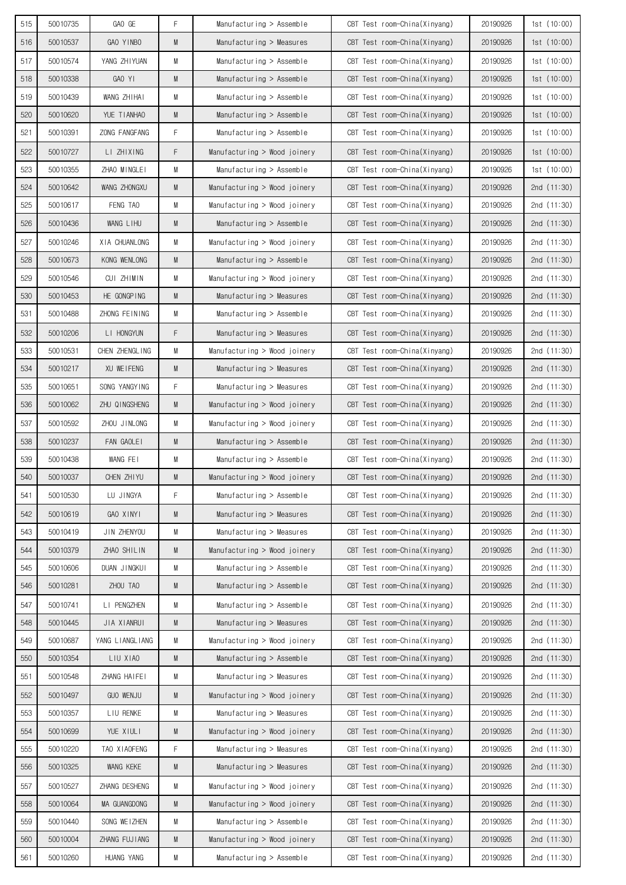| 515 | 50010735 | GAO GE | F | Manufacturing > Assemble | CBT Test room-China(Xinyang) | 20190926 | 1st (10:00) |
|---|---|---|---|---|---|---|---|
| 516 | 50010537 | GAO YINBO | M | Manufacturing > Measures | CBT Test room-China(Xinyang) | 20190926 | 1st (10:00) |
| 517 | 50010574 | YANG ZHIYUAN | M | Manufacturing > Assemble | CBT Test room-China(Xinyang) | 20190926 | 1st (10:00) |
| 518 | 50010338 | GAO YI | M | Manufacturing > Assemble | CBT Test room-China(Xinyang) | 20190926 | 1st (10:00) |
| 519 | 50010439 | WANG ZHIHAI | M | Manufacturing > Assemble | CBT Test room-China(Xinyang) | 20190926 | 1st (10:00) |
| 520 | 50010620 | YUE TIANHAO | M | Manufacturing > Assemble | CBT Test room-China(Xinyang) | 20190926 | 1st (10:00) |
| 521 | 50010391 | ZONG FANGFANG | F | Manufacturing > Assemble | CBT Test room-China(Xinyang) | 20190926 | 1st (10:00) |
| 522 | 50010727 | LI ZHIXING | F | Manufacturing > Wood joinery | CBT Test room-China(Xinyang) | 20190926 | 1st (10:00) |
| 523 | 50010355 | ZHAO MINGLEI | M | Manufacturing > Assemble | CBT Test room-China(Xinyang) | 20190926 | 1st (10:00) |
| 524 | 50010642 | WANG ZHONGXU | M | Manufacturing > Wood joinery | CBT Test room-China(Xinyang) | 20190926 | 2nd (11:30) |
| 525 | 50010617 | FENG TAO | M | Manufacturing > Wood joinery | CBT Test room-China(Xinyang) | 20190926 | 2nd (11:30) |
| 526 | 50010436 | WANG LIHU | M | Manufacturing > Assemble | CBT Test room-China(Xinyang) | 20190926 | 2nd (11:30) |
| 527 | 50010246 | XIA CHUANLONG | M | Manufacturing > Wood joinery | CBT Test room-China(Xinyang) | 20190926 | 2nd (11:30) |
| 528 | 50010673 | KONG WENLONG | M | Manufacturing > Assemble | CBT Test room-China(Xinyang) | 20190926 | 2nd (11:30) |
| 529 | 50010546 | CUI ZHIMIN | M | Manufacturing > Wood joinery | CBT Test room-China(Xinyang) | 20190926 | 2nd (11:30) |
| 530 | 50010453 | HE GONGPING | M | Manufacturing > Measures | CBT Test room-China(Xinyang) | 20190926 | 2nd (11:30) |
| 531 | 50010488 | ZHONG FEINING | M | Manufacturing > Assemble | CBT Test room-China(Xinyang) | 20190926 | 2nd (11:30) |
| 532 | 50010206 | LI HONGYUN | F | Manufacturing > Measures | CBT Test room-China(Xinyang) | 20190926 | 2nd (11:30) |
| 533 | 50010531 | CHEN ZHENGLING | M | Manufacturing > Wood joinery | CBT Test room-China(Xinyang) | 20190926 | 2nd (11:30) |
| 534 | 50010217 | XU WEIFENG | M | Manufacturing > Measures | CBT Test room-China(Xinyang) | 20190926 | 2nd (11:30) |
| 535 | 50010651 | SONG YANGYING | F | Manufacturing > Measures | CBT Test room-China(Xinyang) | 20190926 | 2nd (11:30) |
| 536 | 50010062 | ZHU QINGSHENG | M | Manufacturing > Wood joinery | CBT Test room-China(Xinyang) | 20190926 | 2nd (11:30) |
| 537 | 50010592 | ZHOU JINLONG | M | Manufacturing > Wood joinery | CBT Test room-China(Xinyang) | 20190926 | 2nd (11:30) |
| 538 | 50010237 | FAN GAOLEI | M | Manufacturing > Assemble | CBT Test room-China(Xinyang) | 20190926 | 2nd (11:30) |
| 539 | 50010438 | WANG FEI | M | Manufacturing > Assemble | CBT Test room-China(Xinyang) | 20190926 | 2nd (11:30) |
| 540 | 50010037 | CHEN ZHIYU | M | Manufacturing > Wood joinery | CBT Test room-China(Xinyang) | 20190926 | 2nd (11:30) |
| 541 | 50010530 | LU JINGYA | F | Manufacturing > Assemble | CBT Test room-China(Xinyang) | 20190926 | 2nd (11:30) |
| 542 | 50010619 | GAO XINYI | M | Manufacturing > Measures | CBT Test room-China(Xinyang) | 20190926 | 2nd (11:30) |
| 543 | 50010419 | JIN ZHENYOU | M | Manufacturing > Measures | CBT Test room-China(Xinyang) | 20190926 | 2nd (11:30) |
| 544 | 50010379 | ZHAO SHILIN | M | Manufacturing > Wood joinery | CBT Test room-China(Xinyang) | 20190926 | 2nd (11:30) |
| 545 | 50010606 | DUAN JINGKUI | M | Manufacturing > Assemble | CBT Test room-China(Xinyang) | 20190926 | 2nd (11:30) |
| 546 | 50010281 | ZHOU TAO | M | Manufacturing > Assemble | CBT Test room-China(Xinyang) | 20190926 | 2nd (11:30) |
| 547 | 50010741 | LI PENGZHEN | M | Manufacturing > Assemble | CBT Test room-China(Xinyang) | 20190926 | 2nd (11:30) |
| 548 | 50010445 | JIA XIANRUI | M | Manufacturing > Measures | CBT Test room-China(Xinyang) | 20190926 | 2nd (11:30) |
| 549 | 50010687 | YANG LIANGLIANG | M | Manufacturing > Wood joinery | CBT Test room-China(Xinyang) | 20190926 | 2nd (11:30) |
| 550 | 50010354 | LIU XIAO | M | Manufacturing > Assemble | CBT Test room-China(Xinyang) | 20190926 | 2nd (11:30) |
| 551 | 50010548 | ZHANG HAIFEI | M | Manufacturing > Measures | CBT Test room-China(Xinyang) | 20190926 | 2nd (11:30) |
| 552 | 50010497 | GUO WENJU | M | Manufacturing > Wood joinery | CBT Test room-China(Xinyang) | 20190926 | 2nd (11:30) |
| 553 | 50010357 | LIU RENKE | M | Manufacturing > Measures | CBT Test room-China(Xinyang) | 20190926 | 2nd (11:30) |
| 554 | 50010699 | YUE XIULI | M | Manufacturing > Wood joinery | CBT Test room-China(Xinyang) | 20190926 | 2nd (11:30) |
| 555 | 50010220 | TAO XIAOFENG | F | Manufacturing > Measures | CBT Test room-China(Xinyang) | 20190926 | 2nd (11:30) |
| 556 | 50010325 | WANG KEKE | M | Manufacturing > Measures | CBT Test room-China(Xinyang) | 20190926 | 2nd (11:30) |
| 557 | 50010527 | ZHANG DESHENG | M | Manufacturing > Wood joinery | CBT Test room-China(Xinyang) | 20190926 | 2nd (11:30) |
| 558 | 50010064 | MA GUANGDONG | M | Manufacturing > Wood joinery | CBT Test room-China(Xinyang) | 20190926 | 2nd (11:30) |
| 559 | 50010440 | SONG WEIZHEN | M | Manufacturing > Assemble | CBT Test room-China(Xinyang) | 20190926 | 2nd (11:30) |
| 560 | 50010004 | ZHANG FUJIANG | M | Manufacturing > Wood joinery | CBT Test room-China(Xinyang) | 20190926 | 2nd (11:30) |
| 561 | 50010260 | HUANG YANG | M | Manufacturing > Assemble | CBT Test room-China(Xinyang) | 20190926 | 2nd (11:30) |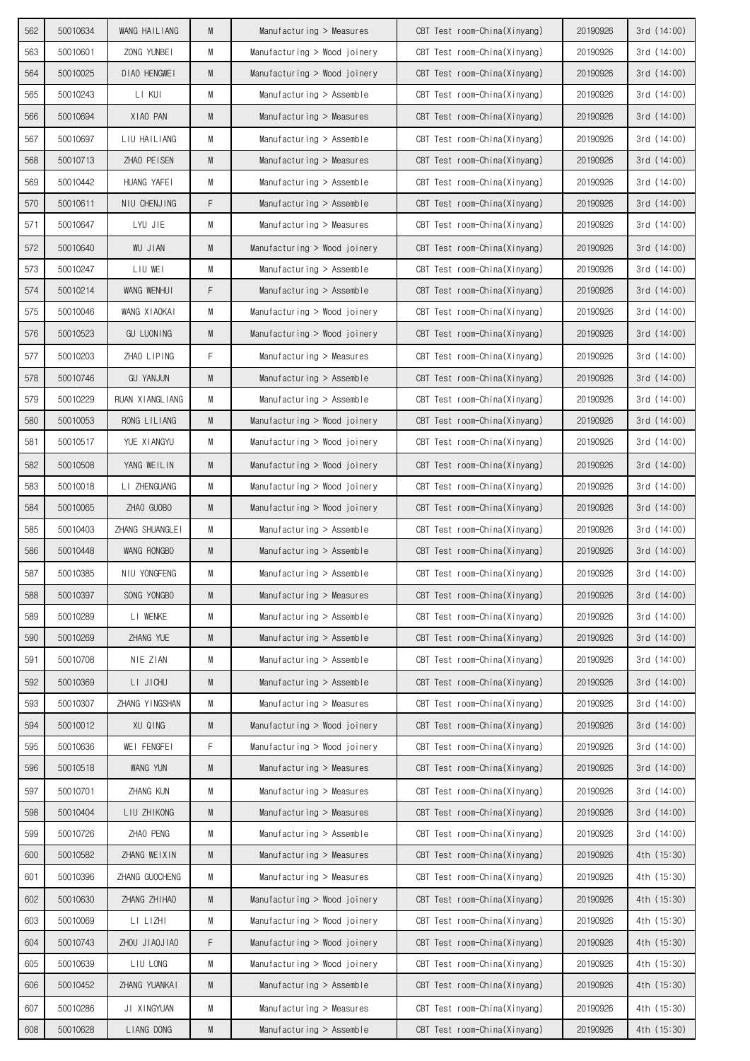| 562 | 50010634 | WANG HAILIANG | M | Manufacturing > Measures | CBT Test room-China(Xinyang) | 20190926 | 3rd (14:00) |
|---|---|---|---|---|---|---|---|
| 563 | 50010601 | ZONG YUNBEI | M | Manufacturing > Wood joinery | CBT Test room-China(Xinyang) | 20190926 | 3rd (14:00) |
| 564 | 50010025 | DIAO HENGWEI | M | Manufacturing > Wood joinery | CBT Test room-China(Xinyang) | 20190926 | 3rd (14:00) |
| 565 | 50010243 | LI KUI | M | Manufacturing > Assemble | CBT Test room-China(Xinyang) | 20190926 | 3rd (14:00) |
| 566 | 50010694 | XIAO PAN | M | Manufacturing > Measures | CBT Test room-China(Xinyang) | 20190926 | 3rd (14:00) |
| 567 | 50010697 | LIU HAILIANG | M | Manufacturing > Assemble | CBT Test room-China(Xinyang) | 20190926 | 3rd (14:00) |
| 568 | 50010713 | ZHAO PEISEN | M | Manufacturing > Measures | CBT Test room-China(Xinyang) | 20190926 | 3rd (14:00) |
| 569 | 50010442 | HUANG YAFEI | M | Manufacturing > Assemble | CBT Test room-China(Xinyang) | 20190926 | 3rd (14:00) |
| 570 | 50010611 | NIU CHENJING | F | Manufacturing > Assemble | CBT Test room-China(Xinyang) | 20190926 | 3rd (14:00) |
| 571 | 50010647 | LYU JIE | M | Manufacturing > Measures | CBT Test room-China(Xinyang) | 20190926 | 3rd (14:00) |
| 572 | 50010640 | WU JIAN | M | Manufacturing > Wood joinery | CBT Test room-China(Xinyang) | 20190926 | 3rd (14:00) |
| 573 | 50010247 | LIU WEI | M | Manufacturing > Assemble | CBT Test room-China(Xinyang) | 20190926 | 3rd (14:00) |
| 574 | 50010214 | WANG WENHUI | F | Manufacturing > Assemble | CBT Test room-China(Xinyang) | 20190926 | 3rd (14:00) |
| 575 | 50010046 | WANG XIAOKAI | M | Manufacturing > Wood joinery | CBT Test room-China(Xinyang) | 20190926 | 3rd (14:00) |
| 576 | 50010523 | GU LUONING | M | Manufacturing > Wood joinery | CBT Test room-China(Xinyang) | 20190926 | 3rd (14:00) |
| 577 | 50010203 | ZHAO LIPING | F | Manufacturing > Measures | CBT Test room-China(Xinyang) | 20190926 | 3rd (14:00) |
| 578 | 50010746 | GU YANJUN | M | Manufacturing > Assemble | CBT Test room-China(Xinyang) | 20190926 | 3rd (14:00) |
| 579 | 50010229 | RUAN XIANGLIANG | M | Manufacturing > Assemble | CBT Test room-China(Xinyang) | 20190926 | 3rd (14:00) |
| 580 | 50010053 | RONG LILIANG | M | Manufacturing > Wood joinery | CBT Test room-China(Xinyang) | 20190926 | 3rd (14:00) |
| 581 | 50010517 | YUE XIANGYU | M | Manufacturing > Wood joinery | CBT Test room-China(Xinyang) | 20190926 | 3rd (14:00) |
| 582 | 50010508 | YANG WEILIN | M | Manufacturing > Wood joinery | CBT Test room-China(Xinyang) | 20190926 | 3rd (14:00) |
| 583 | 50010018 | LI ZHENGUANG | M | Manufacturing > Wood joinery | CBT Test room-China(Xinyang) | 20190926 | 3rd (14:00) |
| 584 | 50010065 | ZHAO GUOBO | M | Manufacturing > Wood joinery | CBT Test room-China(Xinyang) | 20190926 | 3rd (14:00) |
| 585 | 50010403 | ZHANG SHUANGLEI | M | Manufacturing > Assemble | CBT Test room-China(Xinyang) | 20190926 | 3rd (14:00) |
| 586 | 50010448 | WANG RONGBO | M | Manufacturing > Assemble | CBT Test room-China(Xinyang) | 20190926 | 3rd (14:00) |
| 587 | 50010385 | NIU YONGFENG | M | Manufacturing > Assemble | CBT Test room-China(Xinyang) | 20190926 | 3rd (14:00) |
| 588 | 50010397 | SONG YONGBO | M | Manufacturing > Measures | CBT Test room-China(Xinyang) | 20190926 | 3rd (14:00) |
| 589 | 50010289 | LI WENKE | M | Manufacturing > Assemble | CBT Test room-China(Xinyang) | 20190926 | 3rd (14:00) |
| 590 | 50010269 | ZHANG YUE | M | Manufacturing > Assemble | CBT Test room-China(Xinyang) | 20190926 | 3rd (14:00) |
| 591 | 50010708 | NIE ZIAN | M | Manufacturing > Assemble | CBT Test room-China(Xinyang) | 20190926 | 3rd (14:00) |
| 592 | 50010369 | LI JICHU | M | Manufacturing > Assemble | CBT Test room-China(Xinyang) | 20190926 | 3rd (14:00) |
| 593 | 50010307 | ZHANG YINGSHAN | M | Manufacturing > Measures | CBT Test room-China(Xinyang) | 20190926 | 3rd (14:00) |
| 594 | 50010012 | XU QING | M | Manufacturing > Wood joinery | CBT Test room-China(Xinyang) | 20190926 | 3rd (14:00) |
| 595 | 50010636 | WEI FENGFEI | F | Manufacturing > Wood joinery | CBT Test room-China(Xinyang) | 20190926 | 3rd (14:00) |
| 596 | 50010518 | WANG YUN | M | Manufacturing > Measures | CBT Test room-China(Xinyang) | 20190926 | 3rd (14:00) |
| 597 | 50010701 | ZHANG KUN | M | Manufacturing > Measures | CBT Test room-China(Xinyang) | 20190926 | 3rd (14:00) |
| 598 | 50010404 | LIU ZHIKONG | M | Manufacturing > Measures | CBT Test room-China(Xinyang) | 20190926 | 3rd (14:00) |
| 599 | 50010726 | ZHAO PENG | M | Manufacturing > Assemble | CBT Test room-China(Xinyang) | 20190926 | 3rd (14:00) |
| 600 | 50010582 | ZHANG WEIXIN | M | Manufacturing > Measures | CBT Test room-China(Xinyang) | 20190926 | 4th (15:30) |
| 601 | 50010396 | ZHANG GUOCHENG | M | Manufacturing > Measures | CBT Test room-China(Xinyang) | 20190926 | 4th (15:30) |
| 602 | 50010630 | ZHANG ZHIHAO | M | Manufacturing > Wood joinery | CBT Test room-China(Xinyang) | 20190926 | 4th (15:30) |
| 603 | 50010069 | LI LIZHI | M | Manufacturing > Wood joinery | CBT Test room-China(Xinyang) | 20190926 | 4th (15:30) |
| 604 | 50010743 | ZHOU JIAOJIAO | F | Manufacturing > Wood joinery | CBT Test room-China(Xinyang) | 20190926 | 4th (15:30) |
| 605 | 50010639 | LIU LONG | M | Manufacturing > Wood joinery | CBT Test room-China(Xinyang) | 20190926 | 4th (15:30) |
| 606 | 50010452 | ZHANG YUANKAI | M | Manufacturing > Assemble | CBT Test room-China(Xinyang) | 20190926 | 4th (15:30) |
| 607 | 50010286 | JI XINGYUAN | M | Manufacturing > Measures | CBT Test room-China(Xinyang) | 20190926 | 4th (15:30) |
| 608 | 50010628 | LIANG DONG | M | Manufacturing > Assemble | CBT Test room-China(Xinyang) | 20190926 | 4th (15:30) |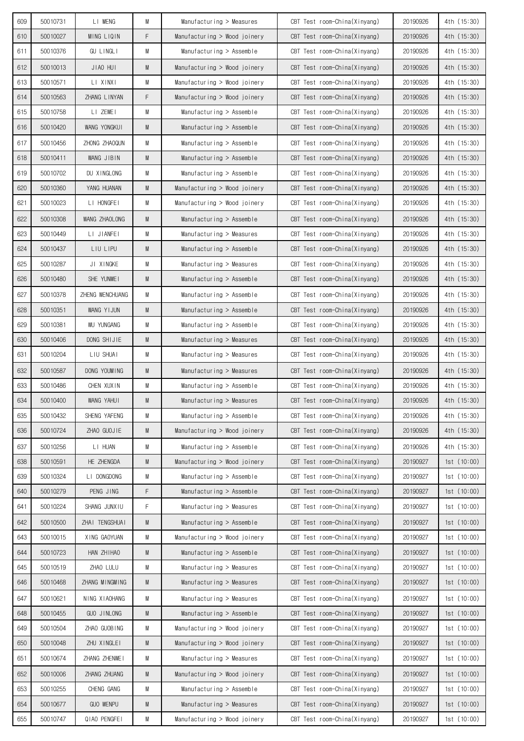| 609 | 50010731 | LI MENG | M | Manufacturing > Measures | CBT Test room-China(Xinyang) | 20190926 | 4th (15:30) |
|---|---|---|---|---|---|---|---|
| 610 | 50010027 | MING LIQIN | F | Manufacturing > Wood joinery | CBT Test room-China(Xinyang) | 20190926 | 4th (15:30) |
| 611 | 50010376 | GU LINGLI | M | Manufacturing > Assemble | CBT Test room-China(Xinyang) | 20190926 | 4th (15:30) |
| 612 | 50010013 | JIAO HUI | M | Manufacturing > Wood joinery | CBT Test room-China(Xinyang) | 20190926 | 4th (15:30) |
| 613 | 50010571 | LI XINXI | M | Manufacturing > Wood joinery | CBT Test room-China(Xinyang) | 20190926 | 4th (15:30) |
| 614 | 50010563 | ZHANG LINYAN | F | Manufacturing > Wood joinery | CBT Test room-China(Xinyang) | 20190926 | 4th (15:30) |
| 615 | 50010758 | LI ZEWEI | M | Manufacturing > Assemble | CBT Test room-China(Xinyang) | 20190926 | 4th (15:30) |
| 616 | 50010420 | WANG YONGKUI | M | Manufacturing > Assemble | CBT Test room-China(Xinyang) | 20190926 | 4th (15:30) |
| 617 | 50010456 | ZHONG ZHAOQUN | M | Manufacturing > Assemble | CBT Test room-China(Xinyang) | 20190926 | 4th (15:30) |
| 618 | 50010411 | WANG JIBIN | M | Manufacturing > Assemble | CBT Test room-China(Xinyang) | 20190926 | 4th (15:30) |
| 619 | 50010702 | DU XINGLONG | M | Manufacturing > Assemble | CBT Test room-China(Xinyang) | 20190926 | 4th (15:30) |
| 620 | 50010360 | YANG HUANAN | M | Manufacturing > Wood joinery | CBT Test room-China(Xinyang) | 20190926 | 4th (15:30) |
| 621 | 50010023 | LI HONGFEI | M | Manufacturing > Wood joinery | CBT Test room-China(Xinyang) | 20190926 | 4th (15:30) |
| 622 | 50010308 | WANG ZHAOLONG | M | Manufacturing > Assemble | CBT Test room-China(Xinyang) | 20190926 | 4th (15:30) |
| 623 | 50010449 | LI JIANFEI | M | Manufacturing > Measures | CBT Test room-China(Xinyang) | 20190926 | 4th (15:30) |
| 624 | 50010437 | LIU LIPU | M | Manufacturing > Assemble | CBT Test room-China(Xinyang) | 20190926 | 4th (15:30) |
| 625 | 50010287 | JI XINGKE | M | Manufacturing > Measures | CBT Test room-China(Xinyang) | 20190926 | 4th (15:30) |
| 626 | 50010480 | SHE YUNWEI | M | Manufacturing > Assemble | CBT Test room-China(Xinyang) | 20190926 | 4th (15:30) |
| 627 | 50010378 | ZHENG WENCHUANG | M | Manufacturing > Assemble | CBT Test room-China(Xinyang) | 20190926 | 4th (15:30) |
| 628 | 50010351 | WANG YIJUN | M | Manufacturing > Assemble | CBT Test room-China(Xinyang) | 20190926 | 4th (15:30) |
| 629 | 50010381 | WU YUNGANG | M | Manufacturing > Assemble | CBT Test room-China(Xinyang) | 20190926 | 4th (15:30) |
| 630 | 50010406 | DONG SHIJIE | M | Manufacturing > Measures | CBT Test room-China(Xinyang) | 20190926 | 4th (15:30) |
| 631 | 50010204 | LIU SHUAI | M | Manufacturing > Measures | CBT Test room-China(Xinyang) | 20190926 | 4th (15:30) |
| 632 | 50010587 | DONG YOUMING | M | Manufacturing > Measures | CBT Test room-China(Xinyang) | 20190926 | 4th (15:30) |
| 633 | 50010486 | CHEN XUXIN | M | Manufacturing > Assemble | CBT Test room-China(Xinyang) | 20190926 | 4th (15:30) |
| 634 | 50010400 | WANG YAHUI | M | Manufacturing > Measures | CBT Test room-China(Xinyang) | 20190926 | 4th (15:30) |
| 635 | 50010432 | SHENG YAFENG | M | Manufacturing > Assemble | CBT Test room-China(Xinyang) | 20190926 | 4th (15:30) |
| 636 | 50010724 | ZHAO GUOJIE | M | Manufacturing > Wood joinery | CBT Test room-China(Xinyang) | 20190926 | 4th (15:30) |
| 637 | 50010256 | LI HUAN | M | Manufacturing > Assemble | CBT Test room-China(Xinyang) | 20190926 | 4th (15:30) |
| 638 | 50010591 | HE ZHENGDA | M | Manufacturing > Wood joinery | CBT Test room-China(Xinyang) | 20190927 | 1st (10:00) |
| 639 | 50010324 | LI DONGDONG | M | Manufacturing > Assemble | CBT Test room-China(Xinyang) | 20190927 | 1st (10:00) |
| 640 | 50010279 | PENG JING | F | Manufacturing > Assemble | CBT Test room-China(Xinyang) | 20190927 | 1st (10:00) |
| 641 | 50010224 | SHANG JUNXIU | F | Manufacturing > Measures | CBT Test room-China(Xinyang) | 20190927 | 1st (10:00) |
| 642 | 50010500 | ZHAI TENGSHUAI | M | Manufacturing > Assemble | CBT Test room-China(Xinyang) | 20190927 | 1st (10:00) |
| 643 | 50010015 | XING GAOYUAN | M | Manufacturing > Wood joinery | CBT Test room-China(Xinyang) | 20190927 | 1st (10:00) |
| 644 | 50010723 | HAN ZHIHAO | M | Manufacturing > Assemble | CBT Test room-China(Xinyang) | 20190927 | 1st (10:00) |
| 645 | 50010519 | ZHAO LULU | M | Manufacturing > Measures | CBT Test room-China(Xinyang) | 20190927 | 1st (10:00) |
| 646 | 50010468 | ZHANG MINGMING | M | Manufacturing > Measures | CBT Test room-China(Xinyang) | 20190927 | 1st (10:00) |
| 647 | 50010621 | NING XIAOHANG | M | Manufacturing > Measures | CBT Test room-China(Xinyang) | 20190927 | 1st (10:00) |
| 648 | 50010455 | GUO JINLONG | M | Manufacturing > Assemble | CBT Test room-China(Xinyang) | 20190927 | 1st (10:00) |
| 649 | 50010504 | ZHAO GUOBING | M | Manufacturing > Wood joinery | CBT Test room-China(Xinyang) | 20190927 | 1st (10:00) |
| 650 | 50010048 | ZHU XINGLEI | M | Manufacturing > Wood joinery | CBT Test room-China(Xinyang) | 20190927 | 1st (10:00) |
| 651 | 50010674 | ZHANG ZHENWEI | M | Manufacturing > Measures | CBT Test room-China(Xinyang) | 20190927 | 1st (10:00) |
| 652 | 50010006 | ZHANG ZHUANG | M | Manufacturing > Wood joinery | CBT Test room-China(Xinyang) | 20190927 | 1st (10:00) |
| 653 | 50010255 | CHENG GANG | M | Manufacturing > Assemble | CBT Test room-China(Xinyang) | 20190927 | 1st (10:00) |
| 654 | 50010677 | GUO WENPU | M | Manufacturing > Measures | CBT Test room-China(Xinyang) | 20190927 | 1st (10:00) |
| 655 | 50010747 | QIAO PENGFEI | M | Manufacturing > Wood joinery | CBT Test room-China(Xinyang) | 20190927 | 1st (10:00) |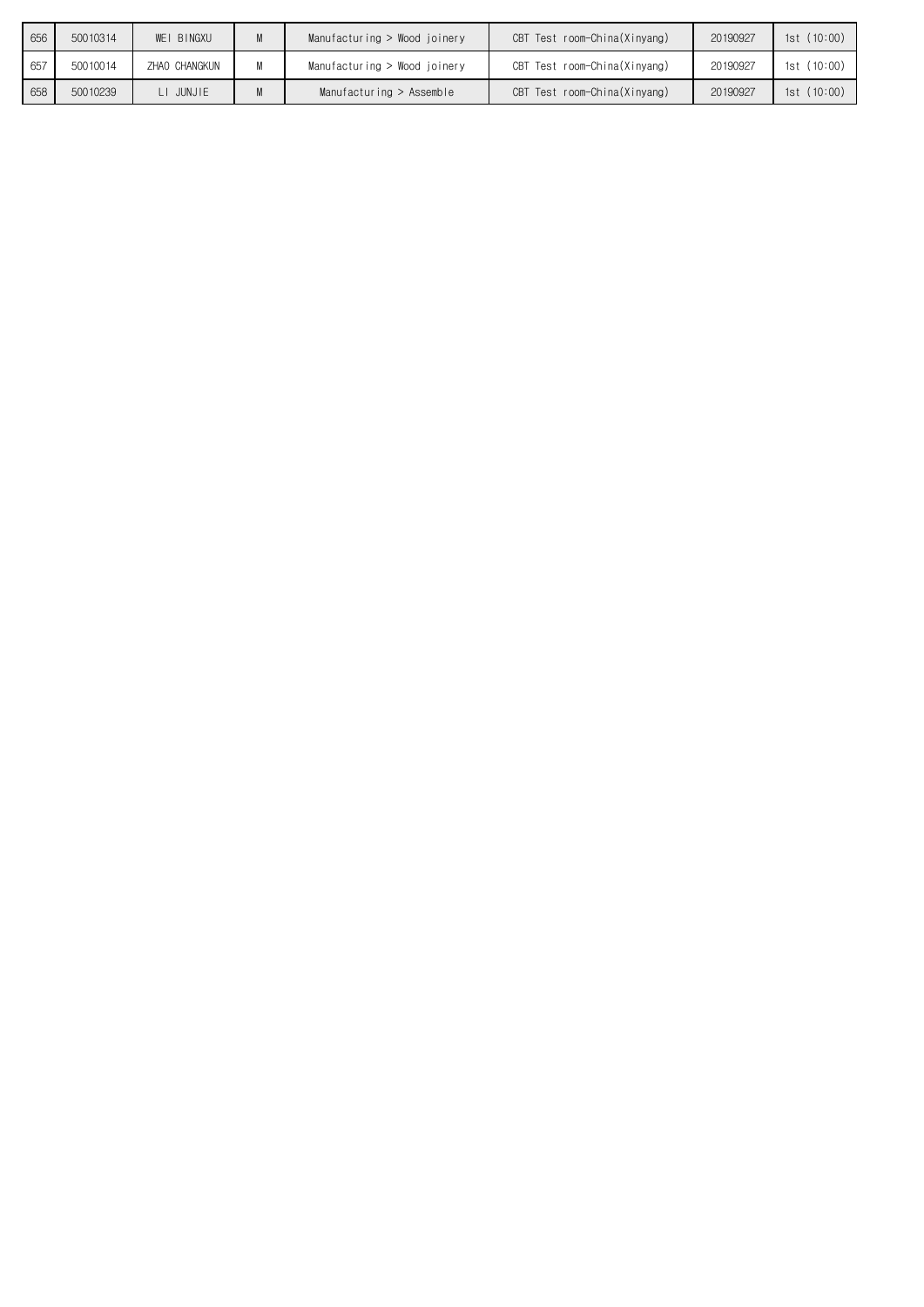| | | | | | | | |
|---|---|---|---|---|---|---|---|
| 656 | 50010314 | WEI BINGXU | M | Manufacturing > Wood joinery | CBT Test room-China(Xinyang) | 20190927 | 1st (10:00) |
| 657 | 50010014 | ZHAO CHANGKUN | M | Manufacturing > Wood joinery | CBT Test room-China(Xinyang) | 20190927 | 1st (10:00) |
| 658 | 50010239 | LI JUNJIE | M | Manufacturing > Assemble | CBT Test room-China(Xinyang) | 20190927 | 1st (10:00) |